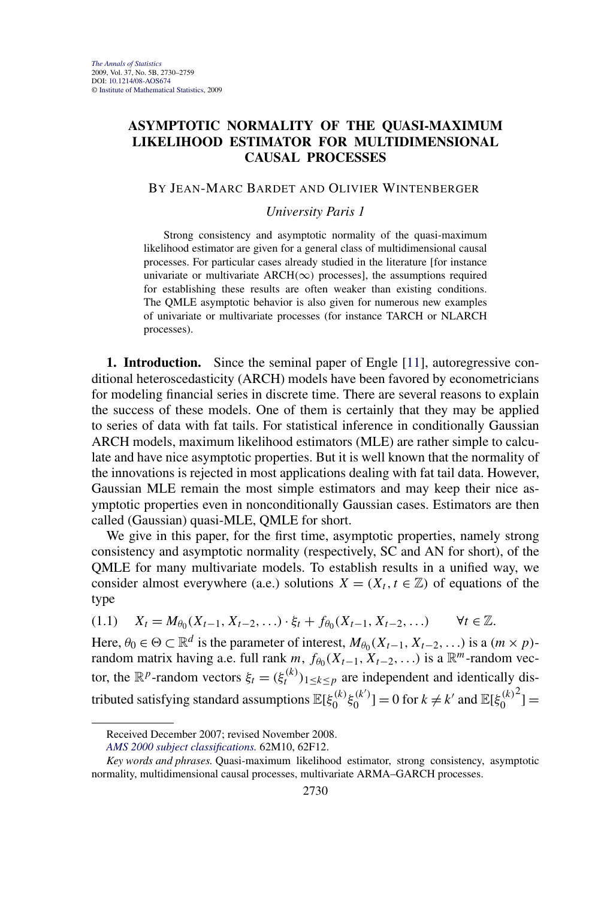# ASYMPTOTIC NORMALITY OF THE QUASI-MAXIMUM LIKELIHOOD ESTIMATOR FOR MULTIDIMENSIONAL CAUSAL PROCESSES

BY JEAN-MARC BARDET AND OLIVIER WINTENBERGER

*University Paris 1*

Strong consistency and asymptotic normality of the quasi-maximum likelihood estimator are given for a general class of multidimensional causal processes. For particular cases already studied in the literature [for instance univariate or multivariate ARCH($\infty$) processes], the assumptions required for establishing these results are often weaker than existing conditions. The QMLE asymptotic behavior is also given for numerous new examples of univariate or multivariate processes (for instance TARCH or NLARCH processes).

**1. Introduction.** Since the seminal paper of Engle [11], autoregressive conditional heteroscedasticity (ARCH) models have been favored by econometricians for modeling financial series in discrete time. There are several reasons to explain the success of these models. One of them is certainly that they may be applied to series of data with fat tails. For statistical inference in conditionally Gaussian ARCH models, maximum likelihood estimators (MLE) are rather simple to calculate and have nice asymptotic properties. But it is well known that the normality of the innovations is rejected in most applications dealing with fat tail data. However, Gaussian MLE remain the most simple estimators and may keep their nice asymptotic properties even in nonconditionally Gaussian cases. Estimators are then called (Gaussian) quasi-MLE, QMLE for short.

We give in this paper, for the first time, asymptotic properties, namely strong consistency and asymptotic normality (respectively, SC and AN for short), of the QMLE for many multivariate models. To establish results in a unified way, we consider almost everywhere (a.e.) solutions $X = (X_t, t \in \mathbb{Z})$ of equations of the type

$$X_t = M_{\theta_0}(X_{t-1}, X_{t-2}, \ldots) \cdot \xi_t + f_{\theta_0}(X_{t-1}, X_{t-2}, \ldots) \qquad \forall t \in \mathbb{Z}. \tag{1.1}$$

Here, $\theta_0 \in \Theta \subset \mathbb{R}^d$ is the parameter of interest, $M_{\theta_0}(X_{t-1}, X_{t-2}, \ldots)$ is a $(m \times p)$-random matrix having a.e. full rank $m$, $f_{\theta_0}(X_{t-1}, X_{t-2}, \ldots)$ is a $\mathbb{R}^m$-random vector, the $\mathbb{R}^p$-random vectors $\xi_t = (\xi_t^{(k)})_{1 \le k \le p}$ are independent and identically distributed satisfying standard assumptions $\mathbb{E}[\xi_0^{(k)} \xi_0^{(k')}] = 0$ for $k \neq k'$ and $\mathbb{E}[{\xi_0^{(k)}}^2] =$

Received December 2007; revised November 2008.

*AMS 2000 subject classifications.* 62M10, 62F12.

*Key words and phrases.* Quasi-maximum likelihood estimator, strong consistency, asymptotic normality, multidimensional causal processes, multivariate ARMA–GARCH processes.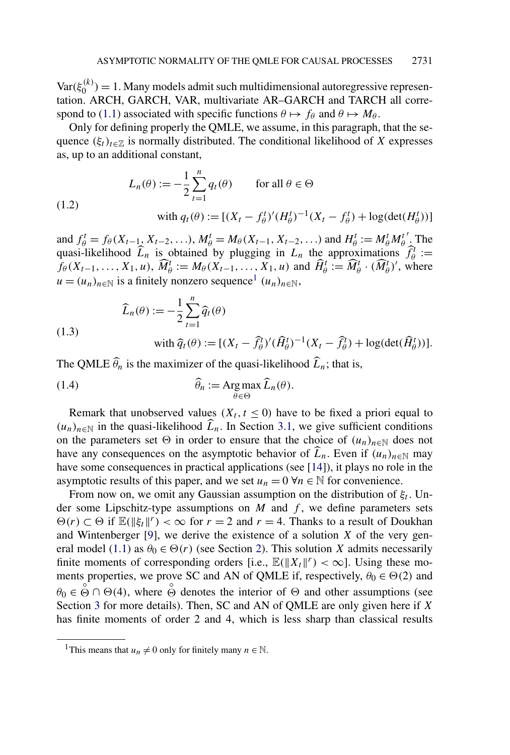$\mathrm{Var}(\xi_0^{(k)}) = 1$. Many models admit such multidimensional autoregressive representation. ARCH, GARCH, VAR, multivariate AR–GARCH and TARCH all correspond to (1.1) associated with specific functions $\theta \mapsto f_\theta$ and $\theta \mapsto M_\theta$.

Only for defining properly the QMLE, we assume, in this paragraph, that the sequence $(\xi_t)_{t\in\mathbb{Z}}$ is normally distributed. The conditional likelihood of $X$ expresses as, up to an additional constant,

$$
\begin{aligned}
L_n(\theta) &:= -\frac{1}{2}\sum_{t=1}^{n} q_t(\theta) \qquad \text{for all } \theta \in \Theta \\
&\text{with } q_t(\theta) := [(X_t - f_\theta^t)'(H_\theta^t)^{-1}(X_t - f_\theta^t) + \log(\det(H_\theta^t))]
\end{aligned}
\tag{1.2}
$$

and $f_\theta^t = f_\theta(X_{t-1}, X_{t-2}, \ldots)$, $M_\theta^t = M_\theta(X_{t-1}, X_{t-2}, \ldots)$ and $H_\theta^t := M_\theta^t M_\theta^{t\,\prime}$. The quasi-likelihood $\widehat{L}_n$ is obtained by plugging in $L_n$ the approximations $\widehat{f}_\theta^t := f_\theta(X_{t-1}, \ldots, X_1, u)$, $\widehat{M}_\theta^t := M_\theta(X_{t-1}, \ldots, X_1, u)$ and $\widehat{H}_\theta^t := \widehat{M}_\theta^t \cdot (\widehat{M}_\theta^t)'$, where $u = (u_n)_{n\in\mathbb{N}}$ is a finitely nonzero sequence[1] $(u_n)_{n\in\mathbb{N}}$,

$$
\begin{aligned}
\widehat{L}_n(\theta) &:= -\frac{1}{2}\sum_{t=1}^{n} \widehat{q}_t(\theta) \\
&\text{with } \widehat{q}_t(\theta) := [(X_t - \widehat{f}_\theta^t)'(\widehat{H}_\theta^t)^{-1}(X_t - \widehat{f}_\theta^t) + \log(\det(\widehat{H}_\theta^t))].
\end{aligned}
\tag{1.3}
$$

The QMLE $\widehat{\theta}_n$ is the maximizer of the quasi-likelihood $\widehat{L}_n$; that is,

$$
\widehat{\theta}_n := \operatorname*{Arg\,max}_{\theta\in\Theta} \widehat{L}_n(\theta). \tag{1.4}
$$

Remark that unobserved values $(X_t, t \le 0)$ have to be fixed a priori equal to $(u_n)_{n\in\mathbb{N}}$ in the quasi-likelihood $\widehat{L}_n$. In Section 3.1, we give sufficient conditions on the parameters set $\Theta$ in order to ensure that the choice of $(u_n)_{n\in\mathbb{N}}$ does not have any consequences on the asymptotic behavior of $\widehat{L}_n$. Even if $(u_n)_{n\in\mathbb{N}}$ may have some consequences in practical applications (see [14]), it plays no role in the asymptotic results of this paper, and we set $u_n = 0\ \forall n \in \mathbb{N}$ for convenience.

From now on, we omit any Gaussian assumption on the distribution of $\xi_t$. Under some Lipschitz-type assumptions on $M$ and $f$, we define parameters sets $\Theta(r) \subset \Theta$ if $\mathbb{E}(\|\xi_t\|^r) < \infty$ for $r = 2$ and $r = 4$. Thanks to a result of Doukhan and Wintenberger [9], we derive the existence of a solution $X$ of the very general model (1.1) as $\theta_0 \in \Theta(r)$ (see Section 2). This solution $X$ admits necessarily finite moments of corresponding orders [i.e., $\mathbb{E}(\|X_t\|^r) < \infty$]. Using these moments properties, we prove SC and AN of QMLE if, respectively, $\theta_0 \in \Theta(2)$ and $\theta_0 \in \overset{\circ}{\Theta} \cap \Theta(4)$, where $\overset{\circ}{\Theta}$ denotes the interior of $\Theta$ and other assumptions (see Section 3 for more details). Then, SC and AN of QMLE are only given here if $X$ has finite moments of order 2 and 4, which is less sharp than classical results

[1] This means that $u_n \neq 0$ only for finitely many $n \in \mathbb{N}$.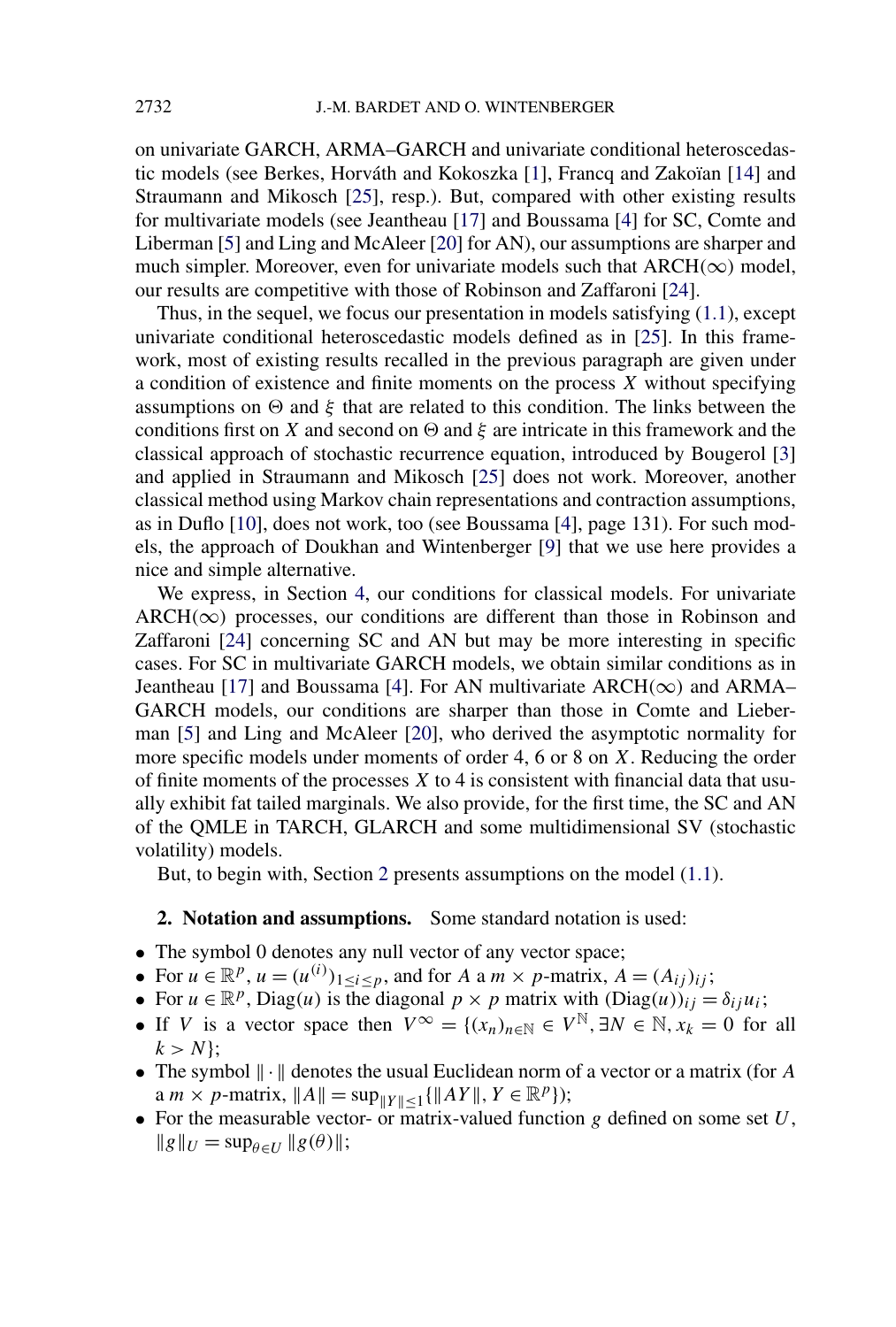on univariate GARCH, ARMA–GARCH and univariate conditional heteroscedastic models (see Berkes, Horváth and Kokoszka [1], Francq and Zakoïan [14] and Straumann and Mikosch [25], resp.). But, compared with other existing results for multivariate models (see Jeantheau [17] and Boussama [4] for SC, Comte and Liberman [5] and Ling and McAleer [20] for AN), our assumptions are sharper and much simpler. Moreover, even for univariate models such that ARCH($\infty$) model, our results are competitive with those of Robinson and Zaffaroni [24].

Thus, in the sequel, we focus our presentation in models satisfying (1.1), except univariate conditional heteroscedastic models defined as in [25]. In this framework, most of existing results recalled in the previous paragraph are given under a condition of existence and finite moments on the process $X$ without specifying assumptions on $\Theta$ and $\xi$ that are related to this condition. The links between the conditions first on $X$ and second on $\Theta$ and $\xi$ are intricate in this framework and the classical approach of stochastic recurrence equation, introduced by Bougerol [3] and applied in Straumann and Mikosch [25] does not work. Moreover, another classical method using Markov chain representations and contraction assumptions, as in Duflo [10], does not work, too (see Boussama [4], page 131). For such models, the approach of Doukhan and Wintenberger [9] that we use here provides a nice and simple alternative.

We express, in Section 4, our conditions for classical models. For univariate ARCH($\infty$) processes, our conditions are different than those in Robinson and Zaffaroni [24] concerning SC and AN but may be more interesting in specific cases. For SC in multivariate GARCH models, we obtain similar conditions as in Jeantheau [17] and Boussama [4]. For AN multivariate ARCH($\infty$) and ARMA–GARCH models, our conditions are sharper than those in Comte and Lieberman [5] and Ling and McAleer [20], who derived the asymptotic normality for more specific models under moments of order 4, 6 or 8 on $X$. Reducing the order of finite moments of the processes $X$ to 4 is consistent with financial data that usually exhibit fat tailed marginals. We also provide, for the first time, the SC and AN of the QMLE in TARCH, GLARCH and some multidimensional SV (stochastic volatility) models.

But, to begin with, Section 2 presents assumptions on the model (1.1).

## 2. Notation and assumptions.

Some standard notation is used:

- The symbol 0 denotes any null vector of any vector space;
- For $u \in \mathbb{R}^p$, $u = (u^{(i)})_{1 \le i \le p}$, and for $A$ a $m \times p$-matrix, $A = (A_{ij})_{ij}$;
- For $u \in \mathbb{R}^p$, $\mathrm{Diag}(u)$ is the diagonal $p \times p$ matrix with $(\mathrm{Diag}(u))_{ij} = \delta_{ij} u_i$;
- If $V$ is a vector space then $V^\infty = \{(x_n)_{n \in \mathbb{N}} \in V^{\mathbb{N}}, \exists N \in \mathbb{N}, x_k = 0$ for all $k > N\}$;
- The symbol $\|\cdot\|$ denotes the usual Euclidean norm of a vector or a matrix (for $A$ a $m \times p$-matrix, $\|A\| = \sup_{\|Y\| \le 1}\{\|AY\|, Y \in \mathbb{R}^p\}$);
- For the measurable vector- or matrix-valued function $g$ defined on some set $U$, $\|g\|_U = \sup_{\theta \in U} \|g(\theta)\|$;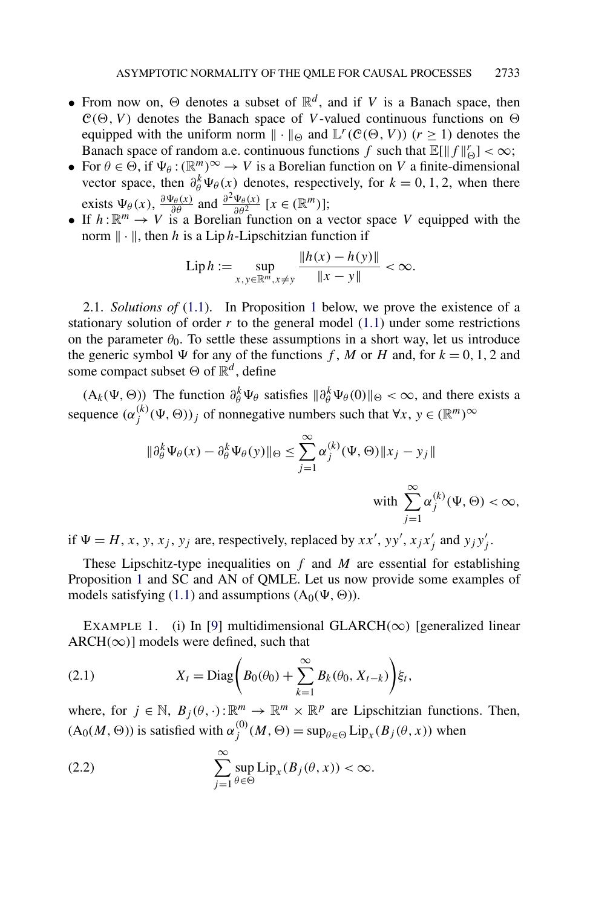- From now on, $\Theta$ denotes a subset of $\mathbb{R}^d$, and if $V$ is a Banach space, then $\mathcal{C}(\Theta, V)$ denotes the Banach space of $V$-valued continuous functions on $\Theta$ equipped with the uniform norm $\|\cdot\|_\Theta$ and $\mathbb{L}^r(\mathcal{C}(\Theta, V))$ $(r \geq 1)$ denotes the Banach space of random a.e. continuous functions $f$ such that $\mathbb{E}[\|f\|_\Theta^r] < \infty$;
- For $\theta \in \Theta$, if $\Psi_\theta : (\mathbb{R}^m)^\infty \to V$ is a Borelian function on $V$ a finite-dimensional vector space, then $\partial_\theta^k \Psi_\theta(x)$ denotes, respectively, for $k = 0, 1, 2$, when there exists $\Psi_\theta(x)$, $\frac{\partial \Psi_\theta(x)}{\partial \theta}$ and $\frac{\partial^2 \Psi_\theta(x)}{\partial \theta^2}$ $[x \in (\mathbb{R}^m)]$;
- If $h : \mathbb{R}^m \to V$ is a Borelian function on a vector space $V$ equipped with the norm $\|\cdot\|$, then $h$ is a $\operatorname{Lip} h$-Lipschitzian function if

$$\operatorname{Lip} h := \sup_{x,y \in \mathbb{R}^m, x \neq y} \frac{\|h(x) - h(y)\|}{\|x - y\|} < \infty.$$

2.1. *Solutions of* (1.1). In Proposition 1 below, we prove the existence of a stationary solution of order $r$ to the general model (1.1) under some restrictions on the parameter $\theta_0$. To settle these assumptions in a short way, let us introduce the generic symbol $\Psi$ for any of the functions $f$, $M$ or $H$ and, for $k = 0, 1, 2$ and some compact subset $\Theta$ of $\mathbb{R}^d$, define

($\mathrm{A}_k(\Psi, \Theta)$) The function $\partial_\theta^k \Psi_\theta$ satisfies $\|\partial_\theta^k \Psi_\theta(0)\|_\Theta < \infty$, and there exists a sequence $(\alpha_j^{(k)}(\Psi, \Theta))_j$ of nonnegative numbers such that $\forall x, y \in (\mathbb{R}^m)^\infty$

$$\|\partial_\theta^k \Psi_\theta(x) - \partial_\theta^k \Psi_\theta(y)\|_\Theta \leq \sum_{j=1}^\infty \alpha_j^{(k)}(\Psi, \Theta)\|x_j - y_j\|$$

$$\text{with } \sum_{j=1}^\infty \alpha_j^{(k)}(\Psi, \Theta) < \infty,$$

if $\Psi = H$, $x$, $y$, $x_j$, $y_j$ are, respectively, replaced by $xx'$, $yy'$, $x_j x_j'$ and $y_j y_j'$.

These Lipschitz-type inequalities on $f$ and $M$ are essential for establishing Proposition 1 and SC and AN of QMLE. Let us now provide some examples of models satisfying (1.1) and assumptions ($\mathrm{A}_0(\Psi, \Theta)$).

EXAMPLE 1. (i) In [9] multidimensional GLARCH($\infty$) [generalized linear ARCH($\infty$)] models were defined, such that

$$X_t = \operatorname{Diag}\left(B_0(\theta_0) + \sum_{k=1}^\infty B_k(\theta_0, X_{t-k})\right)\xi_t, \tag{2.1}$$

where, for $j \in \mathbb{N}$, $B_j(\theta, \cdot) : \mathbb{R}^m \to \mathbb{R}^m \times \mathbb{R}^p$ are Lipschitzian functions. Then, ($\mathrm{A}_0(M, \Theta)$) is satisfied with $\alpha_j^{(0)}(M, \Theta) = \sup_{\theta \in \Theta} \operatorname{Lip}_x(B_j(\theta, x))$ when

$$\sum_{j=1}^\infty \sup_{\theta \in \Theta} \operatorname{Lip}_x(B_j(\theta, x)) < \infty. \tag{2.2}$$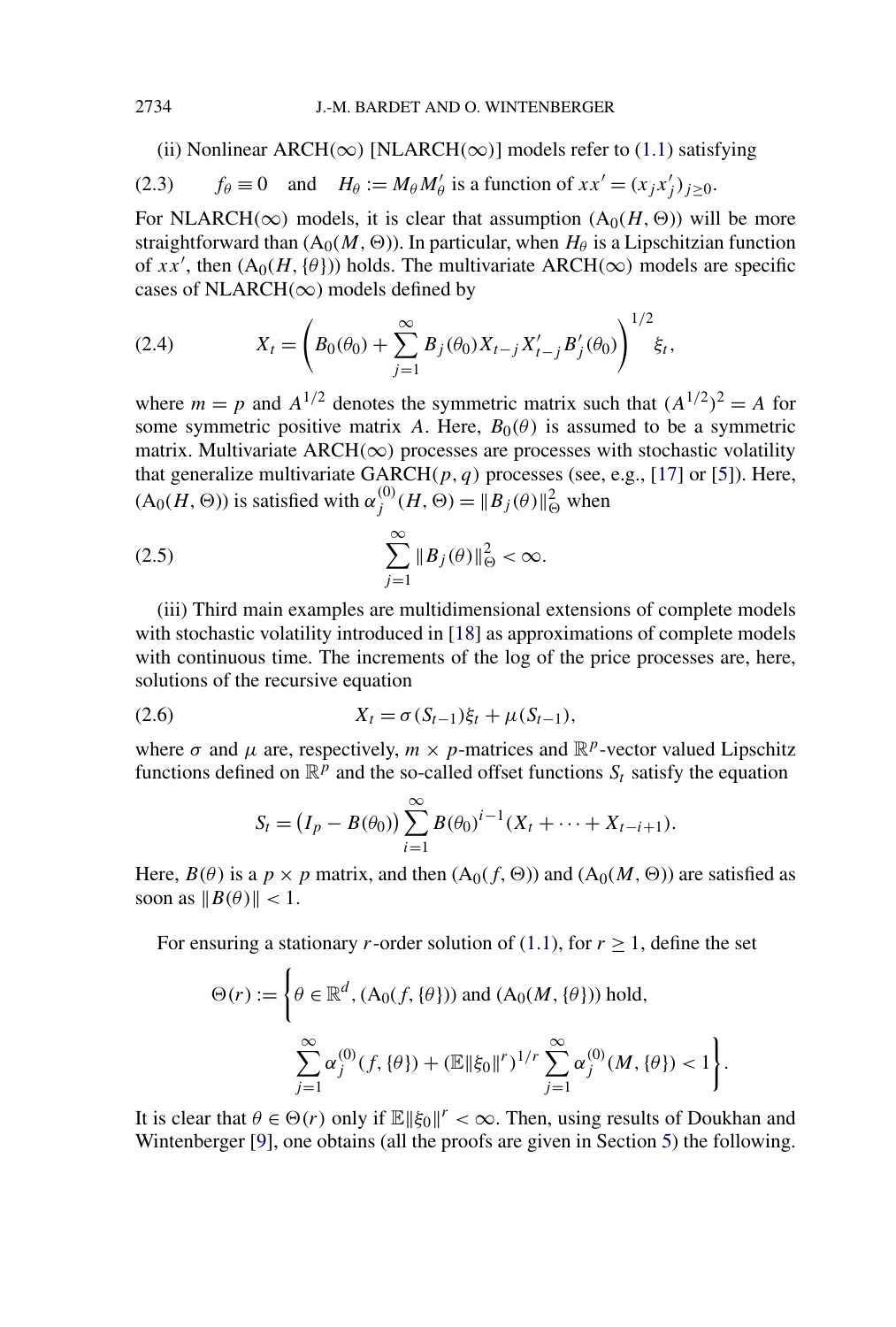(ii) Nonlinear ARCH($\infty$) [NLARCH($\infty$)] models refer to (1.1) satisfying

$$f_\theta \equiv 0 \quad \text{and} \quad H_\theta := M_\theta M_\theta' \text{ is a function of } xx' = (x_j x_j')_{j \geq 0}. \tag{2.3}$$

For NLARCH($\infty$) models, it is clear that assumption ($\mathrm{A}_0(H, \Theta)$) will be more straightforward than ($\mathrm{A}_0(M, \Theta)$). In particular, when $H_\theta$ is a Lipschitzian function of $xx'$, then ($\mathrm{A}_0(H, \{\theta\})$) holds. The multivariate ARCH($\infty$) models are specific cases of NLARCH($\infty$) models defined by

$$X_t = \left( B_0(\theta_0) + \sum_{j=1}^{\infty} B_j(\theta_0) X_{t-j} X_{t-j}' B_j'(\theta_0) \right)^{1/2} \xi_t, \tag{2.4}$$

where $m = p$ and $A^{1/2}$ denotes the symmetric matrix such that $(A^{1/2})^2 = A$ for some symmetric positive matrix $A$. Here, $B_0(\theta)$ is assumed to be a symmetric matrix. Multivariate ARCH($\infty$) processes are processes with stochastic volatility that generalize multivariate GARCH($p, q$) processes (see, e.g., [17] or [5]). Here, ($\mathrm{A}_0(H, \Theta)$) is satisfied with $\alpha_j^{(0)}(H, \Theta) = \|B_j(\theta)\|_\Theta^2$ when

$$\sum_{j=1}^{\infty} \|B_j(\theta)\|_\Theta^2 < \infty. \tag{2.5}$$

(iii) Third main examples are multidimensional extensions of complete models with stochastic volatility introduced in [18] as approximations of complete models with continuous time. The increments of the log of the price processes are, here, solutions of the recursive equation

$$X_t = \sigma(S_{t-1})\xi_t + \mu(S_{t-1}), \tag{2.6}$$

where $\sigma$ and $\mu$ are, respectively, $m \times p$-matrices and $\mathbb{R}^p$-vector valued Lipschitz functions defined on $\mathbb{R}^p$ and the so-called offset functions $S_t$ satisfy the equation

$$S_t = \big(I_p - B(\theta_0)\big) \sum_{i=1}^{\infty} B(\theta_0)^{i-1} (X_t + \cdots + X_{t-i+1}).$$

Here, $B(\theta)$ is a $p \times p$ matrix, and then ($\mathrm{A}_0(f, \Theta)$) and ($\mathrm{A}_0(M, \Theta)$) are satisfied as soon as $\|B(\theta)\| < 1$.

For ensuring a stationary $r$-order solution of (1.1), for $r \geq 1$, define the set

$$\Theta(r) := \left\{ \theta \in \mathbb{R}^d, (\mathrm{A}_0(f, \{\theta\})) \text{ and } (\mathrm{A}_0(M, \{\theta\})) \text{ hold}, \right.$$
$$\left. \sum_{j=1}^{\infty} \alpha_j^{(0)}(f, \{\theta\}) + (\mathbb{E}\|\xi_0\|^r)^{1/r} \sum_{j=1}^{\infty} \alpha_j^{(0)}(M, \{\theta\}) < 1 \right\}.$$

It is clear that $\theta \in \Theta(r)$ only if $\mathbb{E}\|\xi_0\|^r < \infty$. Then, using results of Doukhan and Wintenberger [9], one obtains (all the proofs are given in Section 5) the following.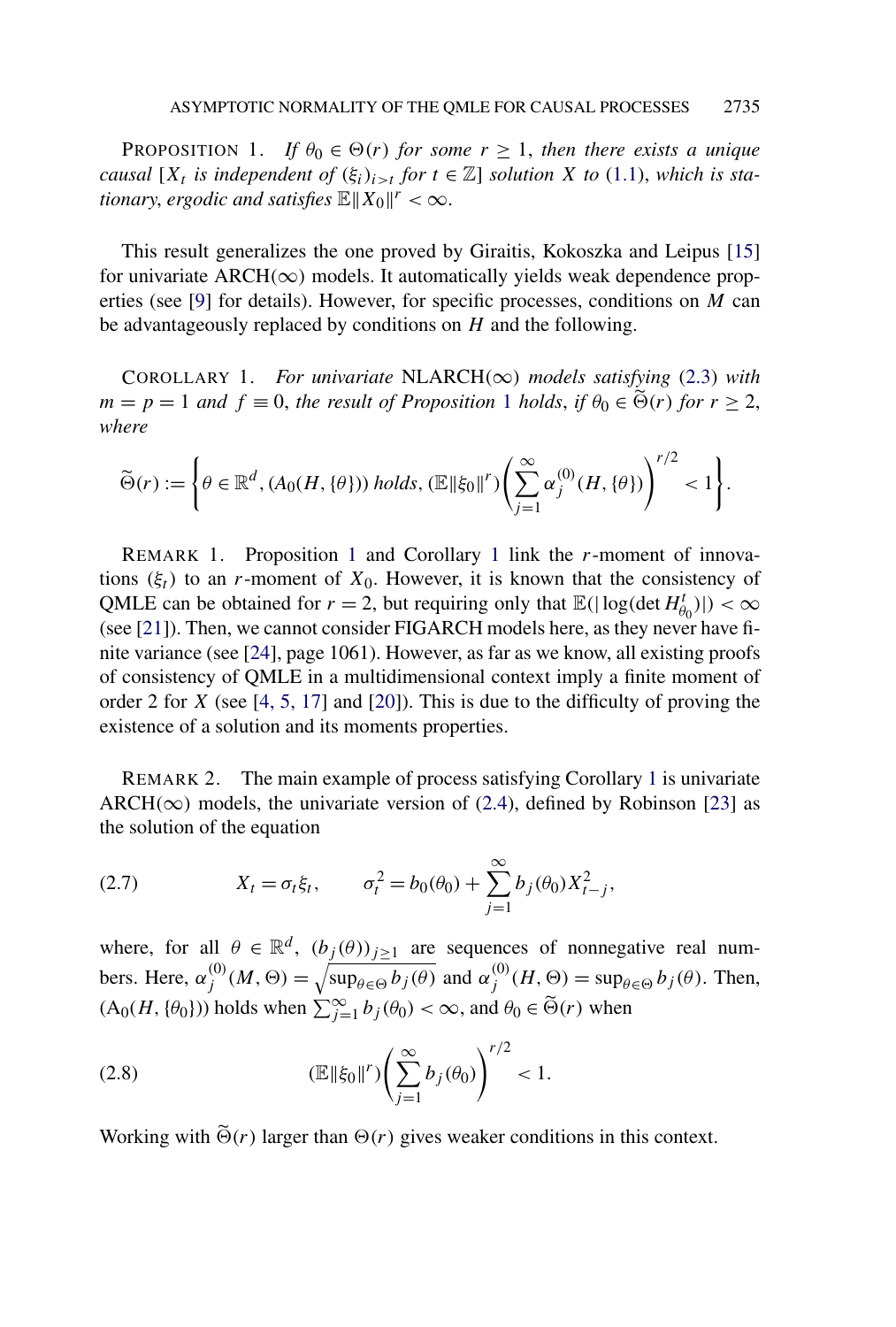PROPOSITION 1. *If $\theta_0 \in \Theta(r)$ for some $r \geq 1$, then there exists a unique causal [$X_t$ is independent of $(\xi_i)_{i>t}$ for $t \in \mathbb{Z}$] solution $X$ to (1.1), which is stationary, ergodic and satisfies $\mathbb{E}\|X_0\|^r < \infty$.*

This result generalizes the one proved by Giraitis, Kokoszka and Leipus [15] for univariate ARCH($\infty$) models. It automatically yields weak dependence properties (see [9] for details). However, for specific processes, conditions on $M$ can be advantageously replaced by conditions on $H$ and the following.

COROLLARY 1. *For univariate* NLARCH($\infty$) *models satisfying* (2.3) *with $m = p = 1$ and $f \equiv 0$, the result of Proposition 1 holds, if $\theta_0 \in \widetilde{\Theta}(r)$ for $r \geq 2$, where*

$$\widetilde{\Theta}(r) := \left\{ \theta \in \mathbb{R}^d, (A_0(H, \{\theta\})) \text{ holds}, (\mathbb{E}\|\xi_0\|^r) \left( \sum_{j=1}^{\infty} \alpha_j^{(0)}(H, \{\theta\}) \right)^{r/2} < 1 \right\}.$$

REMARK 1. Proposition 1 and Corollary 1 link the $r$-moment of innovations $(\xi_t)$ to an $r$-moment of $X_0$. However, it is known that the consistency of QMLE can be obtained for $r = 2$, but requiring only that $\mathbb{E}(|\log(\det H_{\theta_0}^t)|) < \infty$ (see [21]). Then, we cannot consider FIGARCH models here, as they never have finite variance (see [24], page 1061). However, as far as we know, all existing proofs of consistency of QMLE in a multidimensional context imply a finite moment of order 2 for $X$ (see [4, 5, 17] and [20]). This is due to the difficulty of proving the existence of a solution and its moments properties.

REMARK 2. The main example of process satisfying Corollary 1 is univariate ARCH($\infty$) models, the univariate version of (2.4), defined by Robinson [23] as the solution of the equation

$$X_t = \sigma_t \xi_t, \qquad \sigma_t^2 = b_0(\theta_0) + \sum_{j=1}^{\infty} b_j(\theta_0) X_{t-j}^2, \tag{2.7}$$

where, for all $\theta \in \mathbb{R}^d$, $(b_j(\theta))_{j \geq 1}$ are sequences of nonnegative real numbers. Here, $\alpha_j^{(0)}(M, \Theta) = \sqrt{\sup_{\theta \in \Theta} b_j(\theta)}$ and $\alpha_j^{(0)}(H, \Theta) = \sup_{\theta \in \Theta} b_j(\theta)$. Then, (A$_0$($H, \{\theta_0\}$)) holds when $\sum_{j=1}^{\infty} b_j(\theta_0) < \infty$, and $\theta_0 \in \widetilde{\Theta}(r)$ when

$$(\mathbb{E}\|\xi_0\|^r) \left( \sum_{j=1}^{\infty} b_j(\theta_0) \right)^{r/2} < 1. \tag{2.8}$$

Working with $\widetilde{\Theta}(r)$ larger than $\Theta(r)$ gives weaker conditions in this context.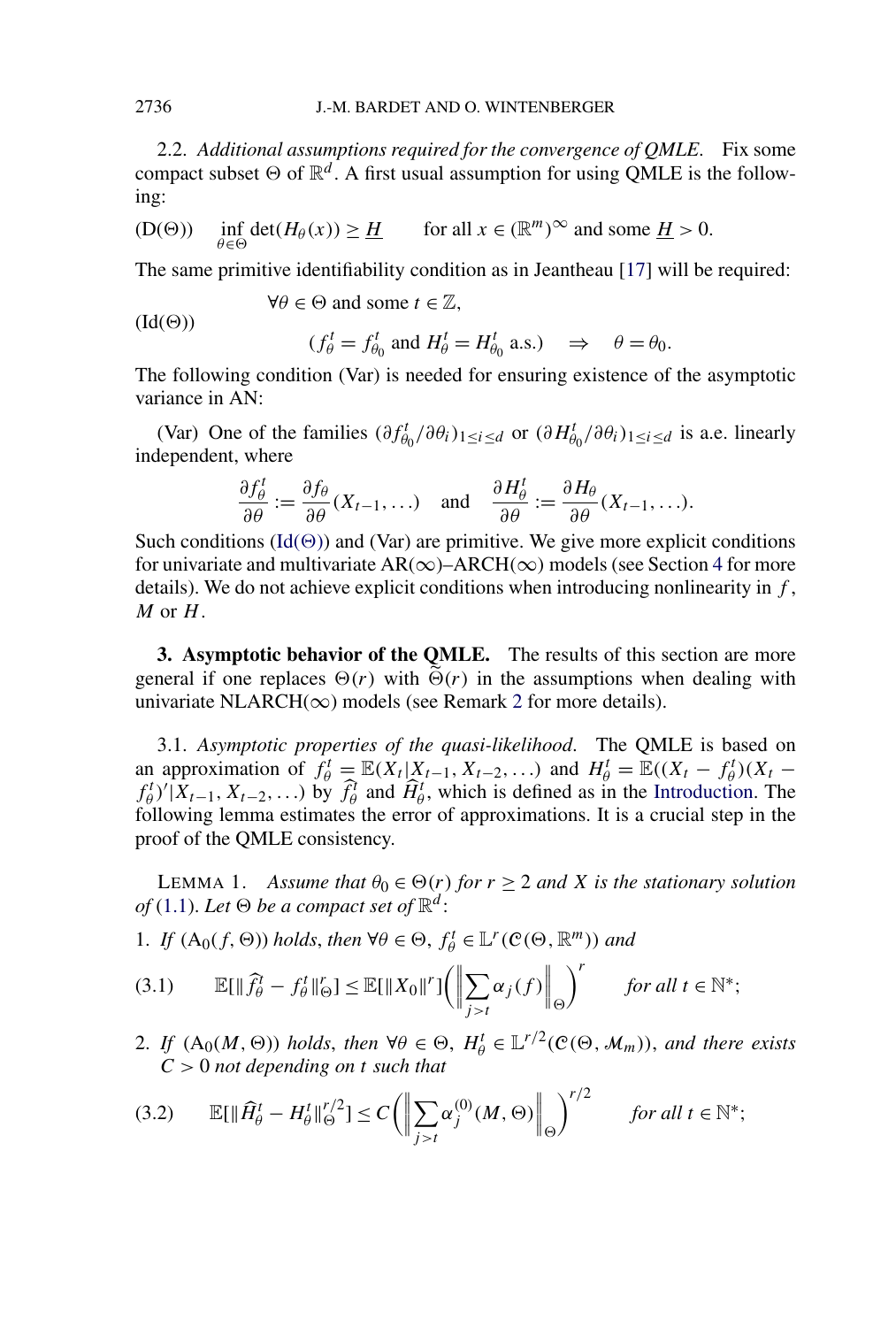2.2. *Additional assumptions required for the convergence of QMLE.* Fix some compact subset $\Theta$ of $\mathbb{R}^d$. A first usual assumption for using QMLE is the following:

$$(\mathrm{D}(\Theta)) \qquad \inf_{\theta \in \Theta} \det(H_\theta(x)) \geq \underline{H} \qquad \text{for all } x \in (\mathbb{R}^m)^\infty \text{ and some } \underline{H} > 0.$$

The same primitive identifiability condition as in Jeantheau [17] will be required:

$$(\mathrm{Id}(\Theta)) \qquad \begin{array}{l} \forall \theta \in \Theta \text{ and some } t \in \mathbb{Z}, \\ \qquad (f_\theta^t = f_{\theta_0}^t \text{ and } H_\theta^t = H_{\theta_0}^t \text{ a.s.}) \quad \Rightarrow \quad \theta = \theta_0. \end{array}$$

The following condition (Var) is needed for ensuring existence of the asymptotic variance in AN:

(Var) One of the families $(\partial f_{\theta_0}^t / \partial \theta_i)_{1 \leq i \leq d}$ or $(\partial H_{\theta_0}^t / \partial \theta_i)_{1 \leq i \leq d}$ is a.e. linearly independent, where

$$\frac{\partial f_\theta^t}{\partial \theta} := \frac{\partial f_\theta}{\partial \theta}(X_{t-1}, \ldots) \quad \text{and} \quad \frac{\partial H_\theta^t}{\partial \theta} := \frac{\partial H_\theta}{\partial \theta}(X_{t-1}, \ldots).$$

Such conditions (Id($\Theta$)) and (Var) are primitive. We give more explicit conditions for univariate and multivariate AR($\infty$)–ARCH($\infty$) models (see Section 4 for more details). We do not achieve explicit conditions when introducing nonlinearity in $f$, $M$ or $H$.

## 3. Asymptotic behavior of the QMLE.

The results of this section are more general if one replaces $\Theta(r)$ with $\widetilde{\Theta}(r)$ in the assumptions when dealing with univariate NLARCH($\infty$) models (see Remark 2 for more details).

3.1. *Asymptotic properties of the quasi-likelihood.* The QMLE is based on an approximation of $f_\theta^t = \mathbb{E}(X_t | X_{t-1}, X_{t-2}, \ldots)$ and $H_\theta^t = \mathbb{E}((X_t - f_\theta^t)(X_t - f_\theta^t)' | X_{t-1}, X_{t-2}, \ldots)$ by $\widehat{f}_\theta^t$ and $\widehat{H}_\theta^t$, which is defined as in the Introduction. The following lemma estimates the error of approximations. It is a crucial step in the proof of the QMLE consistency.

LEMMA 1. *Assume that $\theta_0 \in \Theta(r)$ for $r \geq 2$ and $X$ is the stationary solution of (1.1). Let $\Theta$ be a compact set of $\mathbb{R}^d$:*

1. *If $(\mathrm{A}_0(f, \Theta))$ holds, then $\forall \theta \in \Theta$, $f_\theta^t \in \mathbb{L}^r(\mathcal{C}(\Theta, \mathbb{R}^m))$ and*

$$(3.1) \qquad \mathbb{E}[\|\widehat{f}_\theta^t - f_\theta^t\|_\Theta^r] \leq \mathbb{E}[\|X_0\|^r] \biggl( \biggl\| \sum_{j > t} \alpha_j(f) \biggr\|_\Theta \biggr)^r \qquad \textit{for all } t \in \mathbb{N}^*;$$

2. *If $(\mathrm{A}_0(M, \Theta))$ holds, then $\forall \theta \in \Theta$, $H_\theta^t \in \mathbb{L}^{r/2}(\mathcal{C}(\Theta, \mathcal{M}_m))$, and there exists $C > 0$ not depending on $t$ such that*

$$(3.2) \qquad \mathbb{E}[\|\widehat{H}_\theta^t - H_\theta^t\|_\Theta^{r/2}] \leq C \biggl( \biggl\| \sum_{j > t} \alpha_j^{(0)}(M, \Theta) \biggr\|_\Theta \biggr)^{r/2} \qquad \textit{for all } t \in \mathbb{N}^*;$$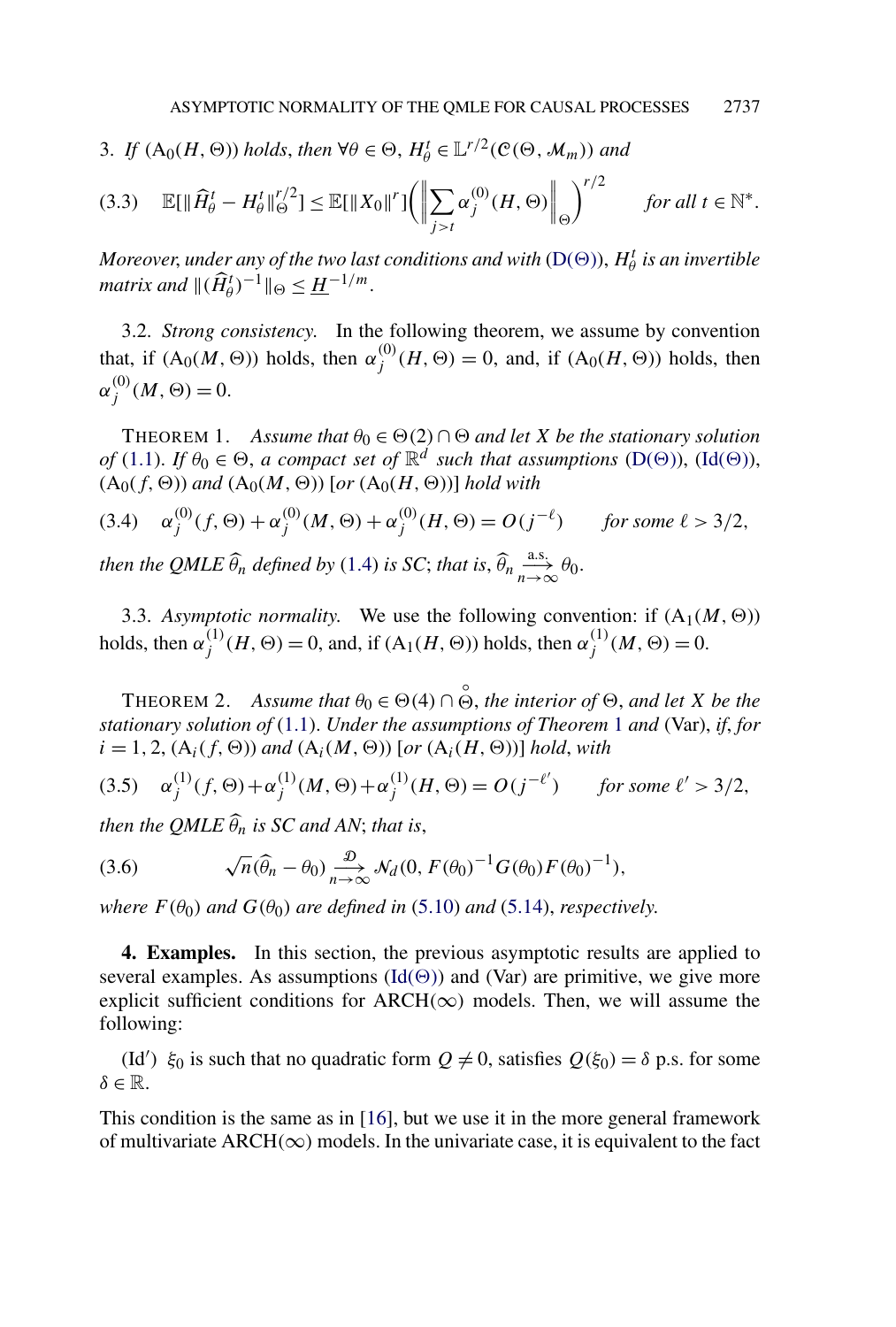3. *If* $(\mathrm{A}_0(H,\Theta))$ *holds, then* $\forall \theta \in \Theta$, $H_\theta^t \in \mathbb{L}^{r/2}(\mathcal{C}(\Theta, \mathcal{M}_m))$ *and*

$$
\mathbb{E}[\|\widehat{H}_\theta^t - H_\theta^t\|_\Theta^{r/2}] \le \mathbb{E}[\|X_0\|^r]\bigg(\bigg\|\sum_{j>t} \alpha_j^{(0)}(H,\Theta)\bigg\|_\Theta\bigg)^{r/2} \qquad \text{for all } t \in \mathbb{N}^*. \tag{3.3}
$$

*Moreover, under any of the two last conditions and with* $(\mathrm{D}(\Theta))$, $H_\theta^t$ *is an invertible matrix and* $\|(\widehat{H}_\theta^t)^{-1}\|_\Theta \le \underline{H}^{-1/m}$.

3.2. *Strong consistency.* In the following theorem, we assume by convention that, if $(\mathrm{A}_0(M,\Theta))$ holds, then $\alpha_j^{(0)}(H,\Theta) = 0$, and, if $(\mathrm{A}_0(H,\Theta))$ holds, then $\alpha_j^{(0)}(M,\Theta) = 0$.

THEOREM 1. *Assume that* $\theta_0 \in \Theta(2) \cap \Theta$ *and let* $X$ *be the stationary solution of* (1.1). *If* $\theta_0 \in \Theta$, *a compact set of* $\mathbb{R}^d$ *such that assumptions* $(\mathrm{D}(\Theta))$, $(\mathrm{Id}(\Theta))$, $(\mathrm{A}_0(f,\Theta))$ *and* $(\mathrm{A}_0(M,\Theta))$ [*or* $(\mathrm{A}_0(H,\Theta))$] *hold with*

$$
\alpha_j^{(0)}(f,\Theta) + \alpha_j^{(0)}(M,\Theta) + \alpha_j^{(0)}(H,\Theta) = O(j^{-\ell}) \qquad \text{for some } \ell > 3/2, \tag{3.4}
$$

*then the QMLE* $\widehat{\theta}_n$ *defined by* (1.4) *is SC*; *that is*, $\widehat{\theta}_n \xrightarrow[n\to\infty]{\text{a.s.}} \theta_0$.

3.3. *Asymptotic normality.* We use the following convention: if $(\mathrm{A}_1(M,\Theta))$ holds, then $\alpha_j^{(1)}(H,\Theta) = 0$, and, if $(\mathrm{A}_1(H,\Theta))$ holds, then $\alpha_j^{(1)}(M,\Theta) = 0$.

THEOREM 2. *Assume that* $\theta_0 \in \Theta(4) \cap \overset{\circ}{\Theta}$, *the interior of* $\Theta$, *and let* $X$ *be the stationary solution of* (1.1). *Under the assumptions of Theorem* 1 *and* (Var), *if, for* $i = 1, 2$, $(\mathrm{A}_i(f,\Theta))$ *and* $(\mathrm{A}_i(M,\Theta))$ [*or* $(\mathrm{A}_i(H,\Theta))$] *hold, with*

$$
\alpha_j^{(1)}(f,\Theta) + \alpha_j^{(1)}(M,\Theta) + \alpha_j^{(1)}(H,\Theta) = O(j^{-\ell'}) \qquad \text{for some } \ell' > 3/2, \tag{3.5}
$$

*then the QMLE* $\widehat{\theta}_n$ *is SC and AN*; *that is*,

$$
\sqrt{n}(\widehat{\theta}_n - \theta_0) \xrightarrow[n\to\infty]{\mathcal{D}} \mathcal{N}_d(0, F(\theta_0)^{-1} G(\theta_0) F(\theta_0)^{-1}), \tag{3.6}
$$

*where* $F(\theta_0)$ *and* $G(\theta_0)$ *are defined in* (5.10) *and* (5.14), *respectively.*

**4. Examples.** In this section, the previous asymptotic results are applied to several examples. As assumptions $(\mathrm{Id}(\Theta))$ and (Var) are primitive, we give more explicit sufficient conditions for ARCH($\infty$) models. Then, we will assume the following:

(Id′) $\xi_0$ is such that no quadratic form $Q \neq 0$, satisfies $Q(\xi_0) = \delta$ p.s. for some $\delta \in \mathbb{R}$.

This condition is the same as in [16], but we use it in the more general framework of multivariate ARCH($\infty$) models. In the univariate case, it is equivalent to the fact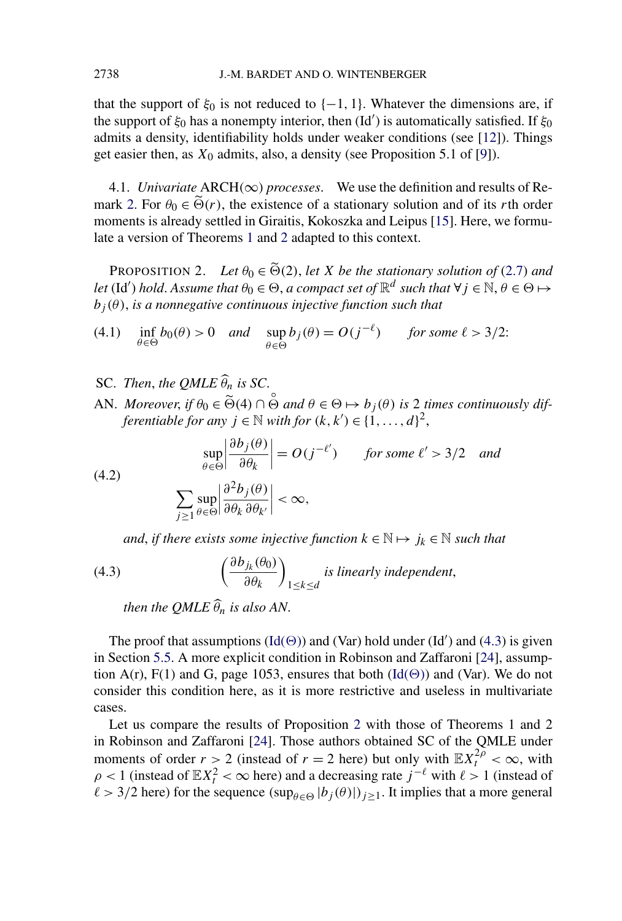that the support of $\xi_0$ is not reduced to $\{-1, 1\}$. Whatever the dimensions are, if the support of $\xi_0$ has a nonempty interior, then (Id′) is automatically satisfied. If $\xi_0$ admits a density, identifiability holds under weaker conditions (see [12]). Things get easier then, as $X_0$ admits, also, a density (see Proposition 5.1 of [9]).

### 4.1. *Univariate* ARCH($\infty$) *processes*.

We use the definition and results of Remark 2. For $\theta_0 \in \widetilde{\Theta}(r)$, the existence of a stationary solution and of its $r$th order moments is already settled in Giraitis, Kokoszka and Leipus [15]. Here, we formulate a version of Theorems 1 and 2 adapted to this context.

PROPOSITION 2. *Let $\theta_0 \in \widetilde{\Theta}(2)$, let $X$ be the stationary solution of (2.7) and let (Id′) hold. Assume that $\theta_0 \in \Theta$, a compact set of $\mathbb{R}^d$ such that $\forall j \in \mathbb{N}, \theta \in \Theta \mapsto b_j(\theta)$, is a nonnegative continuous injective function such that*

$$\inf_{\theta \in \Theta} b_0(\theta) > 0 \quad \text{and} \quad \sup_{\theta \in \Theta} b_j(\theta) = O(j^{-\ell}) \qquad \text{for some } \ell > 3/2: \tag{4.1}$$

SC. *Then, the QMLE $\widehat{\theta}_n$ is SC.*

AN. *Moreover, if $\theta_0 \in \widetilde{\Theta}(4) \cap \overset{\circ}{\Theta}$ and $\theta \in \Theta \mapsto b_j(\theta)$ is 2 times continuously differentiable for any $j \in \mathbb{N}$ with for $(k, k') \in \{1, \dots, d\}^2$,*

$$\begin{aligned} &\sup_{\theta \in \Theta} \left| \frac{\partial b_j(\theta)}{\partial \theta_k} \right| = O(j^{-\ell'}) \qquad \text{for some } \ell' > 3/2 \quad \text{and} \\ &\sum_{j \ge 1} \sup_{\theta \in \Theta} \left| \frac{\partial^2 b_j(\theta)}{\partial \theta_k \, \partial \theta_{k'}} \right| < \infty, \end{aligned} \tag{4.2}$$

*and, if there exists some injective function $k \in \mathbb{N} \mapsto j_k \in \mathbb{N}$ such that*

$$\left( \frac{\partial b_{j_k}(\theta_0)}{\partial \theta_k} \right)_{1 \le k \le d} \text{ is linearly independent,} \tag{4.3}$$

*then the QMLE $\widehat{\theta}_n$ is also AN.*

The proof that assumptions (Id($\Theta$)) and (Var) hold under (Id′) and (4.3) is given in Section 5.5. A more explicit condition in Robinson and Zaffaroni [24], assumption A(r), F(1) and G, page 1053, ensures that both (Id($\Theta$)) and (Var). We do not consider this condition here, as it is more restrictive and useless in multivariate cases.

Let us compare the results of Proposition 2 with those of Theorems 1 and 2 in Robinson and Zaffaroni [24]. Those authors obtained SC of the QMLE under moments of order $r > 2$ (instead of $r = 2$ here) but only with $\mathbb{E}X_t^{2\rho} < \infty$, with $\rho < 1$ (instead of $\mathbb{E}X_t^2 < \infty$ here) and a decreasing rate $j^{-\ell}$ with $\ell > 1$ (instead of $\ell > 3/2$ here) for the sequence $(\sup_{\theta \in \Theta} |b_j(\theta)|)_{j \ge 1}$. It implies that a more general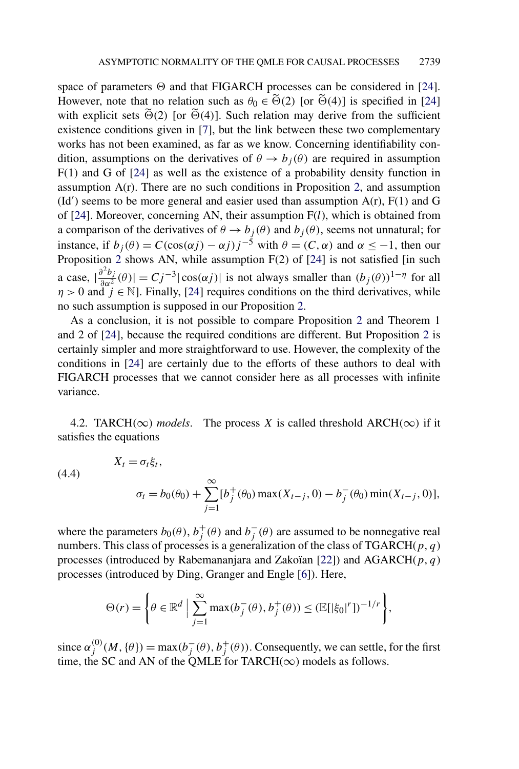space of parameters $\Theta$ and that FIGARCH processes can be considered in [24]. However, note that no relation such as $\theta_0 \in \widetilde{\Theta}(2)$ [or $\widetilde{\Theta}(4)$] is specified in [24] with explicit sets $\widetilde{\Theta}(2)$ [or $\widetilde{\Theta}(4)$]. Such relation may derive from the sufficient existence conditions given in [7], but the link between these two complementary works has not been examined, as far as we know. Concerning identifiability condition, assumptions on the derivatives of $\theta \to b_j(\theta)$ are required in assumption F(1) and G of [24] as well as the existence of a probability density function in assumption A(r). There are no such conditions in Proposition 2, and assumption (Id′) seems to be more general and easier used than assumption A(r), F(1) and G of [24]. Moreover, concerning AN, their assumption F($l$), which is obtained from a comparison of the derivatives of $\theta \to b_j(\theta)$ and $b_j(\theta)$, seems not unnatural; for instance, if $b_j(\theta) = C(\cos(\alpha j) - \alpha j) j^{-5}$ with $\theta = (C, \alpha)$ and $\alpha \leq -1$, then our Proposition 2 shows AN, while assumption F(2) of [24] is not satisfied [in such a case, $|\frac{\partial^2 b_j}{\partial \alpha^2}(\theta)| = C j^{-3} |\cos(\alpha j)|$ is not always smaller than $(b_j(\theta))^{1-\eta}$ for all $\eta > 0$ and $j \in \mathbb{N}$]. Finally, [24] requires conditions on the third derivatives, while no such assumption is supposed in our Proposition 2.

As a conclusion, it is not possible to compare Proposition 2 and Theorem 1 and 2 of [24], because the required conditions are different. But Proposition 2 is certainly simpler and more straightforward to use. However, the complexity of the conditions in [24] are certainly due to the efforts of these authors to deal with FIGARCH processes that we cannot consider here as all processes with infinite variance.

4.2. TARCH($\infty$) *models*. The process $X$ is called threshold ARCH($\infty$) if it satisfies the equations

$$
\begin{aligned}
&X_t = \sigma_t \xi_t, \\
&\sigma_t = b_0(\theta_0) + \sum_{j=1}^{\infty} [b_j^+(\theta_0) \max(X_{t-j}, 0) - b_j^-(\theta_0) \min(X_{t-j}, 0)],
\end{aligned}
\tag{4.4}
$$

where the parameters $b_0(\theta)$, $b_j^+(\theta)$ and $b_j^-(\theta)$ are assumed to be nonnegative real numbers. This class of processes is a generalization of the class of TGARCH($p, q$) processes (introduced by Rabemananjara and Zakoïan [22]) and AGARCH($p, q$) processes (introduced by Ding, Granger and Engle [6]). Here,

$$
\Theta(r) = \left\{ \theta \in \mathbb{R}^d \;\Big|\; \sum_{j=1}^{\infty} \max(b_j^-(\theta), b_j^+(\theta)) \leq (\mathbb{E}[|\xi_0|^r])^{-1/r} \right\},
$$

since $\alpha_j^{(0)}(M, \{\theta\}) = \max(b_j^-(\theta), b_j^+(\theta))$. Consequently, we can settle, for the first time, the SC and AN of the QMLE for TARCH($\infty$) models as follows.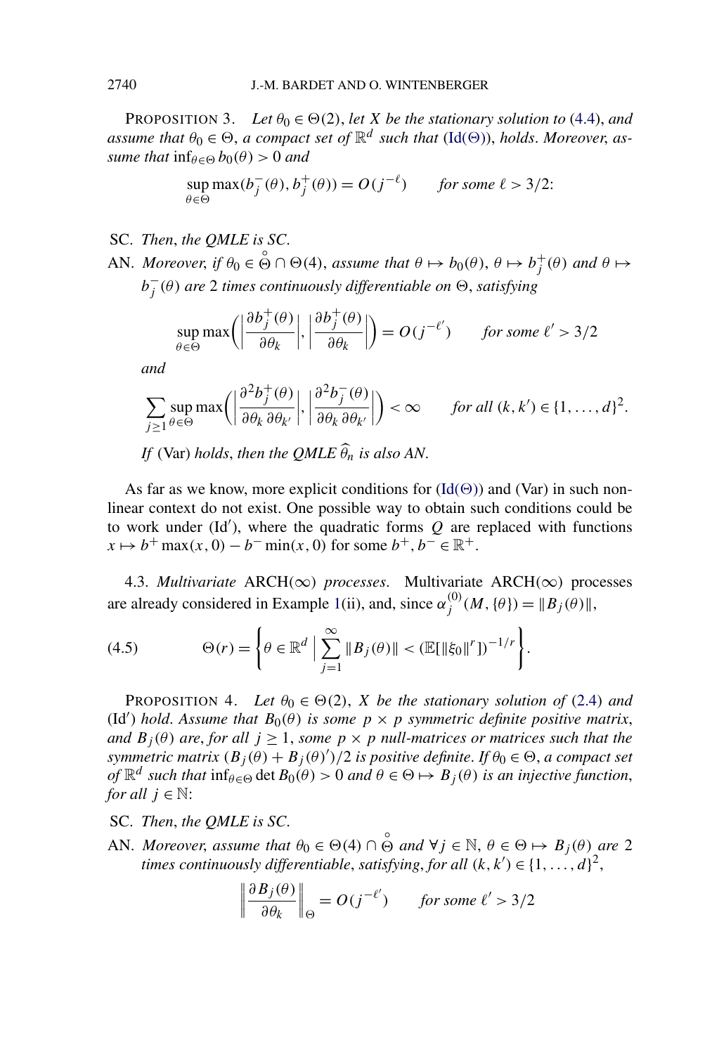**PROPOSITION 3.** *Let $\theta_0 \in \Theta(2)$, let $X$ be the stationary solution to (4.4), and assume that $\theta_0 \in \Theta$, a compact set of $\mathbb{R}^d$ such that (Id($\Theta$)), holds. Moreover, assume that $\inf_{\theta \in \Theta} b_0(\theta) > 0$ and*

$$\sup_{\theta \in \Theta} \max(b_j^-(\theta), b_j^+(\theta)) = O(j^{-\ell}) \qquad \textit{for some } \ell > 3/2\text{:}$$

SC. *Then, the QMLE is SC.*

AN. *Moreover, if $\theta_0 \in \overset{\circ}{\Theta} \cap \Theta(4)$, assume that $\theta \mapsto b_0(\theta)$, $\theta \mapsto b_j^+(\theta)$ and $\theta \mapsto b_j^-(\theta)$ are 2 times continuously differentiable on $\Theta$, satisfying*

$$\sup_{\theta \in \Theta} \max\left( \left| \frac{\partial b_j^+(\theta)}{\partial \theta_k} \right|, \left| \frac{\partial b_j^+(\theta)}{\partial \theta_k} \right| \right) = O(j^{-\ell'}) \qquad \textit{for some } \ell' > 3/2$$

*and*

$$\sum_{j \geq 1} \sup_{\theta \in \Theta} \max\left( \left| \frac{\partial^2 b_j^+(\theta)}{\partial \theta_k \, \partial \theta_{k'}} \right|, \left| \frac{\partial^2 b_j^-(\theta)}{\partial \theta_k \, \partial \theta_{k'}} \right| \right) < \infty \qquad \textit{for all } (k, k') \in \{1, \dots, d\}^2.$$

*If* (Var) *holds, then the QMLE $\widehat{\theta}_n$ is also AN.*

As far as we know, more explicit conditions for (Id($\Theta$)) and (Var) in such nonlinear context do not exist. One possible way to obtain such conditions could be to work under (Id′), where the quadratic forms $Q$ are replaced with functions $x \mapsto b^+ \max(x, 0) - b^- \min(x, 0)$ for some $b^+, b^- \in \mathbb{R}^+$.

### 4.3. *Multivariate* ARCH($\infty$) *processes*.

Multivariate ARCH($\infty$) processes are already considered in Example 1(ii), and, since $\alpha_j^{(0)}(M, \{\theta\}) = \|B_j(\theta)\|$,

$$\Theta(r) = \left\{ \theta \in \mathbb{R}^d \;\Big|\; \sum_{j=1}^{\infty} \|B_j(\theta)\| < (\mathbb{E}[\|\xi_0\|^r])^{-1/r} \right\}. \tag{4.5}$$

**PROPOSITION 4.** *Let $\theta_0 \in \Theta(2)$, $X$ be the stationary solution of (2.4) and (Id′) hold. Assume that $B_0(\theta)$ is some $p \times p$ symmetric definite positive matrix, and $B_j(\theta)$ are, for all $j \geq 1$, some $p \times p$ null-matrices or matrices such that the symmetric matrix $(B_j(\theta) + B_j(\theta)')/2$ is positive definite. If $\theta_0 \in \Theta$, a compact set of $\mathbb{R}^d$ such that $\inf_{\theta \in \Theta} \det B_0(\theta) > 0$ and $\theta \in \Theta \mapsto B_j(\theta)$ is an injective function, for all $j \in \mathbb{N}$:*

SC. *Then, the QMLE is SC.*

AN. *Moreover, assume that $\theta_0 \in \Theta(4) \cap \overset{\circ}{\Theta}$ and $\forall j \in \mathbb{N}$, $\theta \in \Theta \mapsto B_j(\theta)$ are 2 times continuously differentiable, satisfying, for all $(k, k') \in \{1, \dots, d\}^2$,*

$$\left\| \frac{\partial B_j(\theta)}{\partial \theta_k} \right\|_{\Theta} = O(j^{-\ell'}) \qquad \textit{for some } \ell' > 3/2$$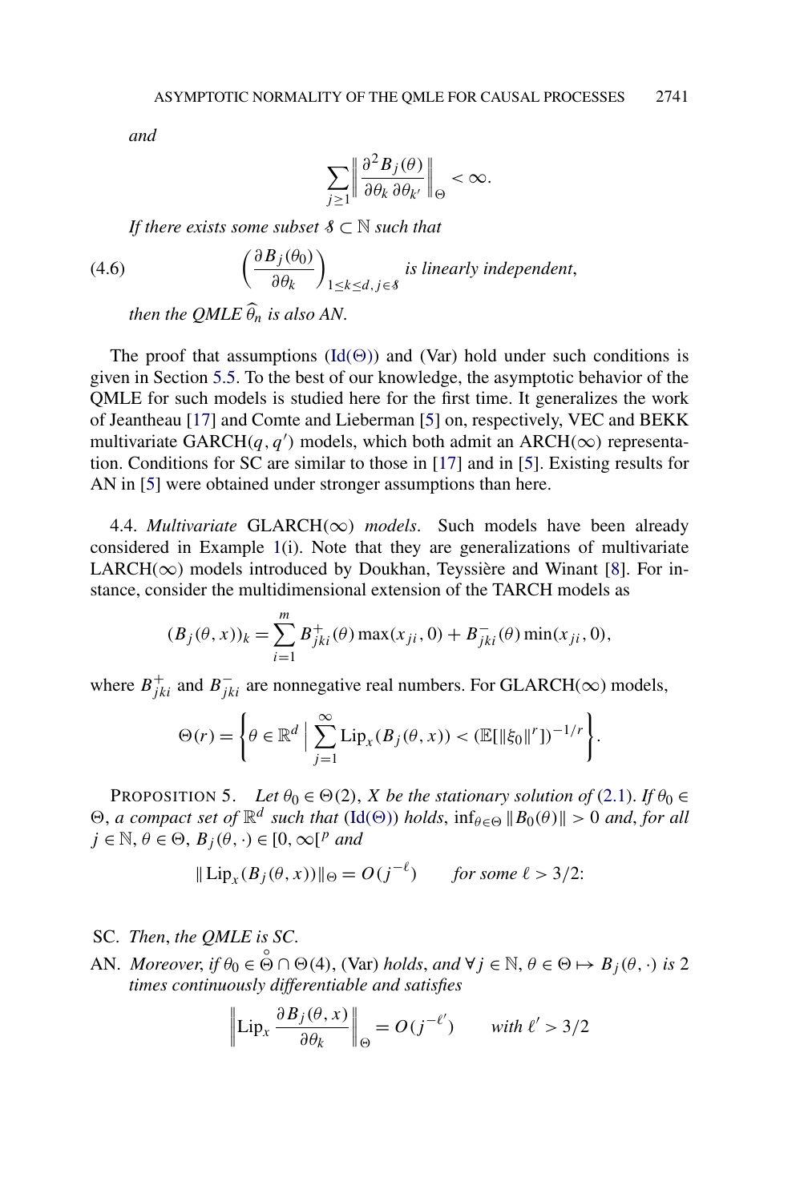*and*

$$\sum_{j\geq 1}\left\| \frac{\partial^2 B_j(\theta)}{\partial \theta_k\, \partial \theta_{k'}}\right\|_\Theta < \infty.$$

*If there exists some subset $\mathcal{S} \subset \mathbb{N}$ such that*

$$\left(\frac{\partial B_j(\theta_0)}{\partial \theta_k}\right)_{1\leq k\leq d,\, j\in \mathcal{S}} \text{ is linearly independent,} \tag{4.6}$$

*then the QMLE $\widehat{\theta}_n$ is also AN.*

The proof that assumptions (Id($\Theta$)) and (Var) hold under such conditions is given in Section 5.5. To the best of our knowledge, the asymptotic behavior of the QMLE for such models is studied here for the first time. It generalizes the work of Jeantheau [17] and Comte and Lieberman [5] on, respectively, VEC and BEKK multivariate GARCH($q, q'$) models, which both admit an ARCH($\infty$) representation. Conditions for SC are similar to those in [17] and in [5]. Existing results for AN in [5] were obtained under stronger assumptions than here.

4.4. *Multivariate* GLARCH($\infty$) *models*. Such models have been already considered in Example 1(i). Note that they are generalizations of multivariate LARCH($\infty$) models introduced by Doukhan, Teyssière and Winant [8]. For instance, consider the multidimensional extension of the TARCH models as

$$(B_j(\theta, x))_k = \sum_{i=1}^{m} B^+_{jki}(\theta)\max(x_{ji}, 0) + B^-_{jki}(\theta)\min(x_{ji}, 0),$$

where $B^+_{jki}$ and $B^-_{jki}$ are nonnegative real numbers. For GLARCH($\infty$) models,

$$\Theta(r) = \left\{\theta \in \mathbb{R}^d \;\middle|\; \sum_{j=1}^{\infty} \mathrm{Lip}_x(B_j(\theta, x)) < (\mathbb{E}[\|\xi_0\|^r])^{-1/r}\right\}.$$

PROPOSITION 5. *Let $\theta_0 \in \Theta(2)$, $X$ be the stationary solution of (2.1). If $\theta_0 \in \Theta$, a compact set of $\mathbb{R}^d$ such that (Id($\Theta$)) holds, $\inf_{\theta\in\Theta}\|B_0(\theta)\| > 0$ and, for all $j \in \mathbb{N}$, $\theta \in \Theta$, $B_j(\theta, \cdot) \in [0, \infty[^p$ and*

$$\|\mathrm{Lip}_x(B_j(\theta, x))\|_\Theta = O(j^{-\ell}) \qquad \textit{for some } \ell > 3/2:$$

SC. *Then, the QMLE is SC.*

AN. *Moreover, if $\theta_0 \in \overset{\circ}{\Theta} \cap \Theta(4)$, (Var) holds, and $\forall j \in \mathbb{N}$, $\theta \in \Theta \mapsto B_j(\theta, \cdot)$ is 2 times continuously differentiable and satisfies*

$$\left\|\mathrm{Lip}_x \frac{\partial B_j(\theta, x)}{\partial \theta_k}\right\|_\Theta = O(j^{-\ell'}) \qquad \textit{with } \ell' > 3/2$$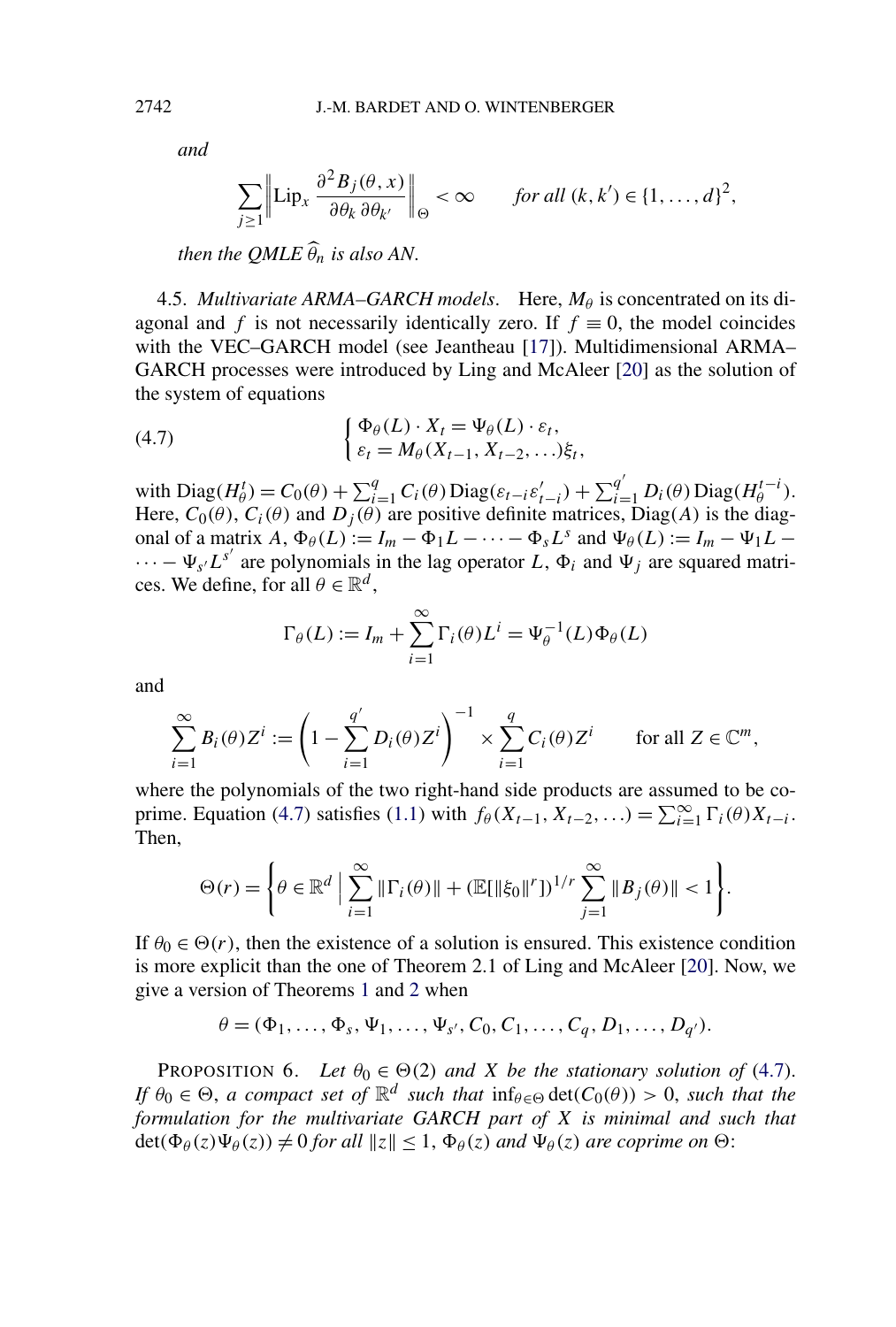*and*

$$\sum_{j\geq 1}\left\| \mathrm{Lip}_x \frac{\partial^2 B_j(\theta,x)}{\partial\theta_k\,\partial\theta_{k'}}\right\|_\Theta < \infty \qquad \textit{for all } (k,k')\in\{1,\ldots,d\}^2,$$

*then the QMLE* $\widehat{\theta}_n$ *is also AN.*

4.5. *Multivariate ARMA–GARCH models*. Here, $M_\theta$ is concentrated on its diagonal and $f$ is not necessarily identically zero. If $f\equiv 0$, the model coincides with the VEC–GARCH model (see Jeantheau [17]). Multidimensional ARMA–GARCH processes were introduced by Ling and McAleer [20] as the solution of the system of equations

$$\begin{cases} \Phi_\theta(L)\cdot X_t = \Psi_\theta(L)\cdot \varepsilon_t, \\ \varepsilon_t = M_\theta(X_{t-1},X_{t-2},\ldots)\xi_t, \end{cases} \tag{4.7}$$

with $\mathrm{Diag}(H_\theta^t) = C_0(\theta) + \sum_{i=1}^q C_i(\theta)\,\mathrm{Diag}(\varepsilon_{t-i}\varepsilon_{t-i}') + \sum_{i=1}^{q'} D_i(\theta)\,\mathrm{Diag}(H_\theta^{t-i})$. Here, $C_0(\theta)$, $C_i(\theta)$ and $D_j(\theta)$ are positive definite matrices, $\mathrm{Diag}(A)$ is the diagonal of a matrix $A$, $\Phi_\theta(L) := I_m - \Phi_1 L - \cdots - \Phi_s L^s$ and $\Psi_\theta(L) := I_m - \Psi_1 L - \cdots - \Psi_{s'} L^{s'}$ are polynomials in the lag operator $L$, $\Phi_i$ and $\Psi_j$ are squared matrices. We define, for all $\theta\in\mathbb{R}^d$,

$$\Gamma_\theta(L) := I_m + \sum_{i=1}^\infty \Gamma_i(\theta)L^i = \Psi_\theta^{-1}(L)\Phi_\theta(L)$$

and

$$\sum_{i=1}^\infty B_i(\theta)Z^i := \left(1-\sum_{i=1}^{q'} D_i(\theta)Z^i\right)^{-1} \times \sum_{i=1}^q C_i(\theta)Z^i \qquad \text{for all } Z\in\mathbb{C}^m,$$

where the polynomials of the two right-hand side products are assumed to be coprime. Equation (4.7) satisfies (1.1) with $f_\theta(X_{t-1},X_{t-2},\ldots) = \sum_{i=1}^\infty \Gamma_i(\theta)X_{t-i}$. Then,

$$\Theta(r) = \left\{\theta\in\mathbb{R}^d \;\Big|\; \sum_{i=1}^\infty \|\Gamma_i(\theta)\| + (\mathbb{E}[\|\xi_0\|^r])^{1/r}\sum_{j=1}^\infty \|B_j(\theta)\| < 1\right\}.$$

If $\theta_0\in\Theta(r)$, then the existence of a solution is ensured. This existence condition is more explicit than the one of Theorem 2.1 of Ling and McAleer [20]. Now, we give a version of Theorems 1 and 2 when

$$\theta = (\Phi_1,\ldots,\Phi_s,\Psi_1,\ldots,\Psi_{s'},C_0,C_1,\ldots,C_q,D_1,\ldots,D_{q'}).$$

PROPOSITION 6. *Let* $\theta_0\in\Theta(2)$ *and* $X$ *be the stationary solution of* (4.7). *If* $\theta_0\in\Theta$, *a compact set of* $\mathbb{R}^d$ *such that* $\inf_{\theta\in\Theta}\det(C_0(\theta))>0$, *such that the formulation for the multivariate GARCH part of* $X$ *is minimal and such that* $\det(\Phi_\theta(z)\Psi_\theta(z))\neq 0$ *for all* $\|z\|\leq 1$, $\Phi_\theta(z)$ *and* $\Psi_\theta(z)$ *are coprime on* $\Theta$: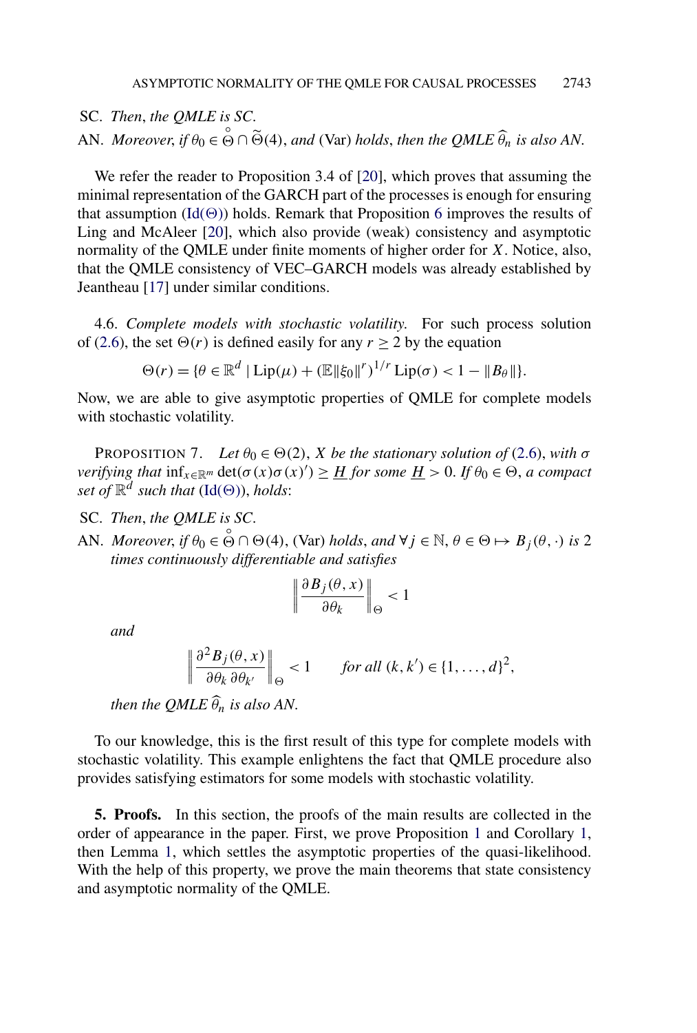SC. *Then*, *the QMLE is SC*.

AN. *Moreover*, *if* $\theta_0 \in \overset{\circ}{\Theta} \cap \widetilde{\Theta}(4)$, *and* (Var) *holds*, *then the QMLE* $\widehat{\theta}_n$ *is also AN*.

We refer the reader to Proposition 3.4 of [20], which proves that assuming the minimal representation of the GARCH part of the processes is enough for ensuring that assumption (Id($\Theta$)) holds. Remark that Proposition 6 improves the results of Ling and McAleer [20], which also provide (weak) consistency and asymptotic normality of the QMLE under finite moments of higher order for $X$. Notice, also, that the QMLE consistency of VEC–GARCH models was already established by Jeantheau [17] under similar conditions.

4.6. *Complete models with stochastic volatility.* For such process solution of (2.6), the set $\Theta(r)$ is defined easily for any $r \geq 2$ by the equation

$$\Theta(r) = \{\theta \in \mathbb{R}^d \mid \mathrm{Lip}(\mu) + (\mathbb{E}\|\xi_0\|^r)^{1/r}\,\mathrm{Lip}(\sigma) < 1 - \|B_\theta\|\}.$$

Now, we are able to give asymptotic properties of QMLE for complete models with stochastic volatility.

PROPOSITION 7. *Let* $\theta_0 \in \Theta(2)$, $X$ *be the stationary solution of* (2.6), *with* $\sigma$ *verifying that* $\inf_{x \in \mathbb{R}^m} \det(\sigma(x)\sigma(x)') \geq \underline{H}$ *for some* $\underline{H} > 0$. *If* $\theta_0 \in \Theta$, *a compact set of* $\mathbb{R}^d$ *such that* (Id($\Theta$)), *holds*:

SC. *Then*, *the QMLE is SC*.

AN. *Moreover*, *if* $\theta_0 \in \overset{\circ}{\Theta} \cap \Theta(4)$, (Var) *holds*, *and* $\forall j \in \mathbb{N}$, $\theta \in \Theta \mapsto B_j(\theta, \cdot)$ *is* 2 *times continuously differentiable and satisfies*

$$\left\| \frac{\partial B_j(\theta, x)}{\partial \theta_k} \right\|_\Theta < 1$$

*and*

$$\left\| \frac{\partial^2 B_j(\theta, x)}{\partial \theta_k \, \partial \theta_{k'}} \right\|_\Theta < 1 \qquad \textit{for all } (k, k') \in \{1, \dots, d\}^2,$$

*then the QMLE* $\widehat{\theta}_n$ *is also AN*.

To our knowledge, this is the first result of this type for complete models with stochastic volatility. This example enlightens the fact that QMLE procedure also provides satisfying estimators for some models with stochastic volatility.

**5. Proofs.** In this section, the proofs of the main results are collected in the order of appearance in the paper. First, we prove Proposition 1 and Corollary 1, then Lemma 1, which settles the asymptotic properties of the quasi-likelihood. With the help of this property, we prove the main theorems that state consistency and asymptotic normality of the QMLE.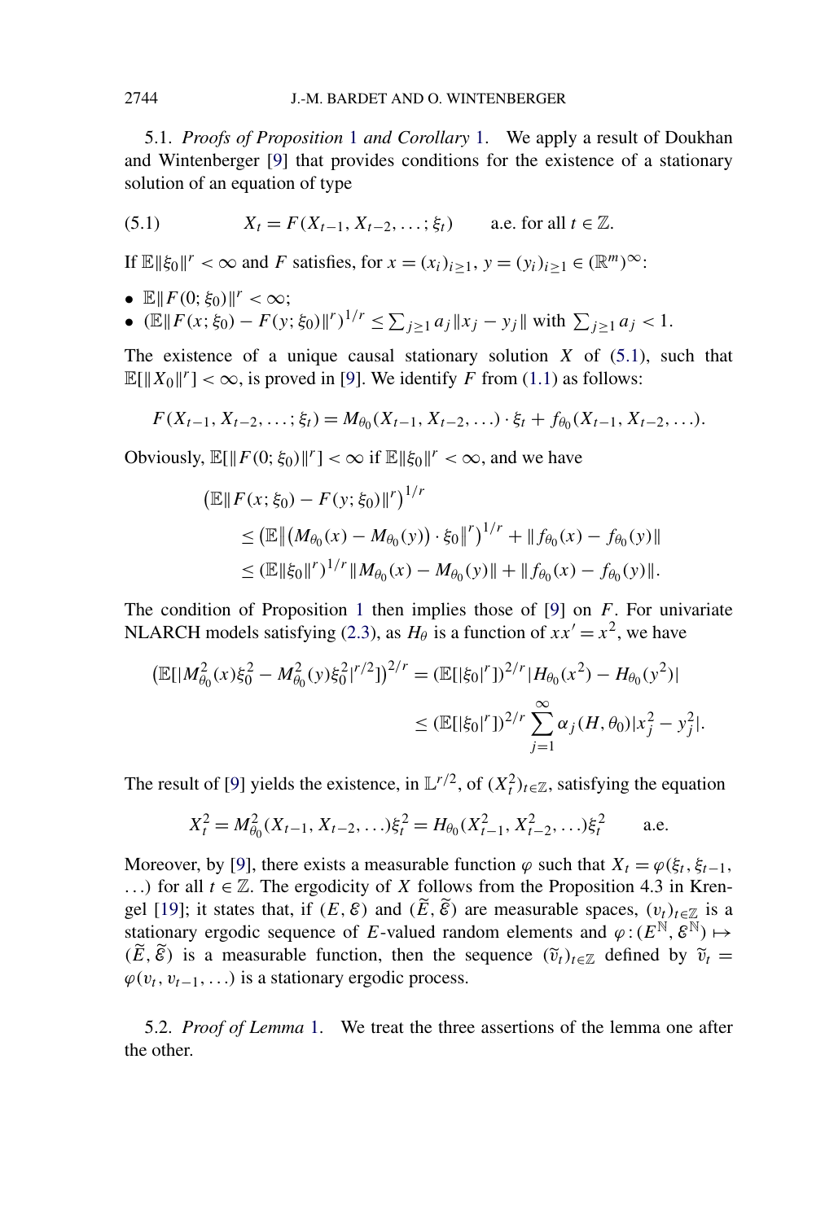5.1. *Proofs of Proposition* 1 *and Corollary* 1. We apply a result of Doukhan and Wintenberger [9] that provides conditions for the existence of a stationary solution of an equation of type

$$X_t = F(X_{t-1}, X_{t-2}, \dots; \xi_t) \qquad \text{a.e. for all } t \in \mathbb{Z}. \tag{5.1}$$

If $\mathbb{E}\|\xi_0\|^r < \infty$ and $F$ satisfies, for $x = (x_i)_{i \geq 1}$, $y = (y_i)_{i \geq 1} \in (\mathbb{R}^m)^\infty$:

- $\mathbb{E}\|F(0; \xi_0)\|^r < \infty$;
- $(\mathbb{E}\|F(x; \xi_0) - F(y; \xi_0)\|^r)^{1/r} \leq \sum_{j \geq 1} a_j \|x_j - y_j\|$ with $\sum_{j \geq 1} a_j < 1$.

The existence of a unique causal stationary solution $X$ of (5.1), such that $\mathbb{E}[\|X_0\|^r] < \infty$, is proved in [9]. We identify $F$ from (1.1) as follows:

$$F(X_{t-1}, X_{t-2}, \dots; \xi_t) = M_{\theta_0}(X_{t-1}, X_{t-2}, \dots) \cdot \xi_t + f_{\theta_0}(X_{t-1}, X_{t-2}, \dots).$$

Obviously, $\mathbb{E}[\|F(0; \xi_0)\|^r] < \infty$ if $\mathbb{E}\|\xi_0\|^r < \infty$, and we have

$$\begin{aligned}
&\big(\mathbb{E}\|F(x; \xi_0) - F(y; \xi_0)\|^r\big)^{1/r} \\
&\qquad \leq \big(\mathbb{E}\big\|\big(M_{\theta_0}(x) - M_{\theta_0}(y)\big) \cdot \xi_0\big\|^r\big)^{1/r} + \|f_{\theta_0}(x) - f_{\theta_0}(y)\| \\
&\qquad \leq (\mathbb{E}\|\xi_0\|^r)^{1/r} \|M_{\theta_0}(x) - M_{\theta_0}(y)\| + \|f_{\theta_0}(x) - f_{\theta_0}(y)\|.
\end{aligned}$$

The condition of Proposition 1 then implies those of [9] on $F$. For univariate NLARCH models satisfying (2.3), as $H_\theta$ is a function of $xx' = x^2$, we have

$$\begin{aligned}
\big(\mathbb{E}[|M_{\theta_0}^2(x)\xi_0^2 - M_{\theta_0}^2(y)\xi_0^2|^{r/2}]\big)^{2/r} &= (\mathbb{E}[|\xi_0|^r])^{2/r} |H_{\theta_0}(x^2) - H_{\theta_0}(y^2)| \\
&\leq (\mathbb{E}[|\xi_0|^r])^{2/r} \sum_{j=1}^{\infty} \alpha_j(H, \theta_0) |x_j^2 - y_j^2|.
\end{aligned}$$

The result of [9] yields the existence, in $\mathbb{L}^{r/2}$, of $(X_t^2)_{t \in \mathbb{Z}}$, satisfying the equation

$$X_t^2 = M_{\theta_0}^2(X_{t-1}, X_{t-2}, \dots)\xi_t^2 = H_{\theta_0}(X_{t-1}^2, X_{t-2}^2, \dots)\xi_t^2 \qquad \text{a.e.}$$

Moreover, by [9], there exists a measurable function $\varphi$ such that $X_t = \varphi(\xi_t, \xi_{t-1}, \dots)$ for all $t \in \mathbb{Z}$. The ergodicity of $X$ follows from the Proposition 4.3 in Krengel [19]; it states that, if $(E, \mathcal{E})$ and $(\widetilde{E}, \widetilde{\mathcal{E}})$ are measurable spaces, $(v_t)_{t \in \mathbb{Z}}$ is a stationary ergodic sequence of $E$-valued random elements and $\varphi : (E^{\mathbb{N}}, \mathcal{E}^{\mathbb{N}}) \mapsto (\widetilde{E}, \widetilde{\mathcal{E}})$ is a measurable function, then the sequence $(\widetilde{v}_t)_{t \in \mathbb{Z}}$ defined by $\widetilde{v}_t = \varphi(v_t, v_{t-1}, \dots)$ is a stationary ergodic process.

5.2. *Proof of Lemma* 1. We treat the three assertions of the lemma one after the other.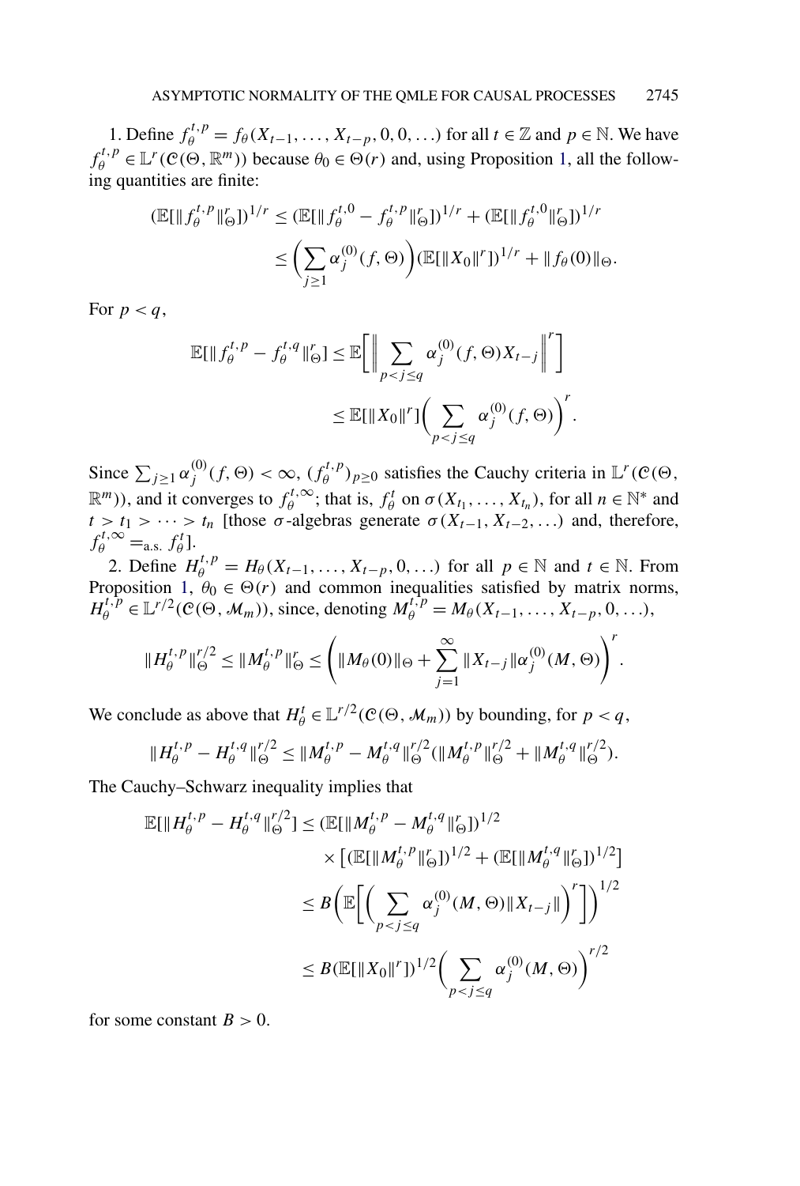1. Define $f_\theta^{t,p} = f_\theta(X_{t-1}, \ldots, X_{t-p}, 0, 0, \ldots)$ for all $t \in \mathbb{Z}$ and $p \in \mathbb{N}$. We have $f_\theta^{t,p} \in \mathbb{L}^r(\mathcal{C}(\Theta, \mathbb{R}^m))$ because $\theta_0 \in \Theta(r)$ and, using Proposition 1, all the following quantities are finite:

$$
\begin{aligned}
(\mathbb{E}[\|f_\theta^{t,p}\|_\Theta^r])^{1/r} &\le (\mathbb{E}[\|f_\theta^{t,0} - f_\theta^{t,p}\|_\Theta^r])^{1/r} + (\mathbb{E}[\|f_\theta^{t,0}\|_\Theta^r])^{1/r} \\
&\le \biggl(\sum_{j \ge 1} \alpha_j^{(0)}(f, \Theta)\biggr)(\mathbb{E}[\|X_0\|^r])^{1/r} + \|f_\theta(0)\|_\Theta.
\end{aligned}
$$

For $p < q$,

$$
\begin{aligned}
\mathbb{E}[\|f_\theta^{t,p} - f_\theta^{t,q}\|_\Theta^r] &\le \mathbb{E}\biggl[\biggl\|\sum_{p<j\le q} \alpha_j^{(0)}(f, \Theta) X_{t-j}\biggr\|^r\biggr] \\
&\le \mathbb{E}[\|X_0\|^r]\biggl(\sum_{p<j\le q} \alpha_j^{(0)}(f, \Theta)\biggr)^r.
\end{aligned}
$$

Since $\sum_{j\ge 1} \alpha_j^{(0)}(f, \Theta) < \infty$, $(f_\theta^{t,p})_{p\ge 0}$ satisfies the Cauchy criteria in $\mathbb{L}^r(\mathcal{C}(\Theta, \mathbb{R}^m))$, and it converges to $f_\theta^{t,\infty}$; that is, $f_\theta^t$ on $\sigma(X_{t_1}, \ldots, X_{t_n})$, for all $n \in \mathbb{N}^*$ and $t > t_1 > \cdots > t_n$ [those $\sigma$-algebras generate $\sigma(X_{t-1}, X_{t-2}, \ldots)$ and, therefore, $f_\theta^{t,\infty} =_{\text{a.s.}} f_\theta^t$].

2. Define $H_\theta^{t,p} = H_\theta(X_{t-1}, \ldots, X_{t-p}, 0, \ldots)$ for all $p \in \mathbb{N}$ and $t \in \mathbb{N}$. From Proposition 1, $\theta_0 \in \Theta(r)$ and common inequalities satisfied by matrix norms, $H_\theta^{t,p} \in \mathbb{L}^{r/2}(\mathcal{C}(\Theta, \mathcal{M}_m))$, since, denoting $M_\theta^{t,p} = M_\theta(X_{t-1}, \ldots, X_{t-p}, 0, \ldots)$,

$$
\|H_\theta^{t,p}\|_\Theta^{r/2} \le \|M_\theta^{t,p}\|_\Theta^r \le \Biggl(\|M_\theta(0)\|_\Theta + \sum_{j=1}^\infty \|X_{t-j}\|\alpha_j^{(0)}(M, \Theta)\Biggr)^r.
$$

We conclude as above that $H_\theta^t \in \mathbb{L}^{r/2}(\mathcal{C}(\Theta, \mathcal{M}_m))$ by bounding, for $p < q$,

$$
\|H_\theta^{t,p} - H_\theta^{t,q}\|_\Theta^{r/2} \le \|M_\theta^{t,p} - M_\theta^{t,q}\|_\Theta^{r/2}(\|M_\theta^{t,p}\|_\Theta^{r/2} + \|M_\theta^{t,q}\|_\Theta^{r/2}).
$$

The Cauchy–Schwarz inequality implies that

$$
\begin{aligned}
\mathbb{E}[\|H_\theta^{t,p} - H_\theta^{t,q}\|_\Theta^{r/2}] &\le (\mathbb{E}[\|M_\theta^{t,p} - M_\theta^{t,q}\|_\Theta^r])^{1/2} \\
&\qquad \times \bigl[(\mathbb{E}[\|M_\theta^{t,p}\|_\Theta^r])^{1/2} + (\mathbb{E}[\|M_\theta^{t,q}\|_\Theta^r])^{1/2}\bigr] \\
&\le B\biggl(\mathbb{E}\biggl[\biggl(\sum_{p<j\le q} \alpha_j^{(0)}(M, \Theta)\|X_{t-j}\|\biggr)^r\biggr]\biggr)^{1/2} \\
&\le B(\mathbb{E}[\|X_0\|^r])^{1/2}\biggl(\sum_{p<j\le q} \alpha_j^{(0)}(M, \Theta)\biggr)^{r/2}
\end{aligned}
$$

for some constant $B > 0$.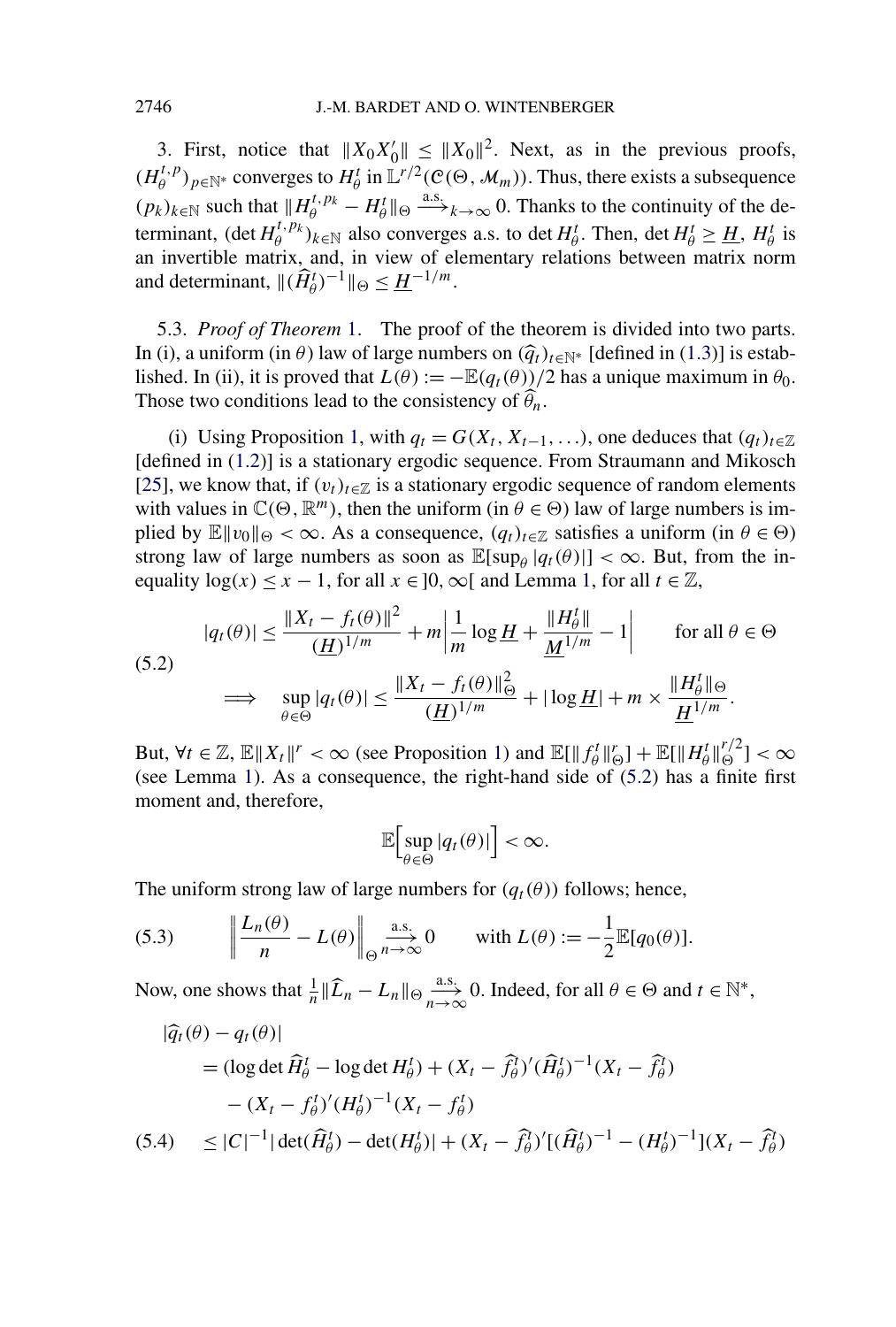3. First, notice that $\|X_0 X_0'\| \leq \|X_0\|^2$. Next, as in the previous proofs, $(H_\theta^{t,p})_{p\in\mathbb{N}^*}$ converges to $H_\theta^t$ in $\mathbb{L}^{r/2}(\mathcal{C}(\Theta, \mathcal{M}_m))$. Thus, there exists a subsequence $(p_k)_{k\in\mathbb{N}}$ such that $\|H_\theta^{t,p_k} - H_\theta^t\|_\Theta \xrightarrow{\text{a.s.}}_{k\to\infty} 0$. Thanks to the continuity of the determinant, $(\det H_\theta^{t,p_k})_{k\in\mathbb{N}}$ also converges a.s. to $\det H_\theta^t$. Then, $\det H_\theta^t \geq \underline{H}$, $H_\theta^t$ is an invertible matrix, and, in view of elementary relations between matrix norm and determinant, $\|(\widehat{H}_\theta^t)^{-1}\|_\Theta \leq \underline{H}^{-1/m}$.

5.3. *Proof of Theorem* 1. The proof of the theorem is divided into two parts. In (i), a uniform (in $\theta$) law of large numbers on $(\widehat{q}_t)_{t\in\mathbb{N}^*}$ [defined in (1.3)] is established. In (ii), it is proved that $L(\theta) := -\mathbb{E}(q_t(\theta))/2$ has a unique maximum in $\theta_0$. Those two conditions lead to the consistency of $\widehat{\theta}_n$.

(i) Using Proposition 1, with $q_t = G(X_t, X_{t-1}, \ldots)$, one deduces that $(q_t)_{t\in\mathbb{Z}}$ [defined in (1.2)] is a stationary ergodic sequence. From Straumann and Mikosch [25], we know that, if $(v_t)_{t\in\mathbb{Z}}$ is a stationary ergodic sequence of random elements with values in $\mathbb{C}(\Theta, \mathbb{R}^m)$, then the uniform (in $\theta \in \Theta$) law of large numbers is implied by $\mathbb{E}\|v_0\|_\Theta < \infty$. As a consequence, $(q_t)_{t\in\mathbb{Z}}$ satisfies a uniform (in $\theta \in \Theta$) strong law of large numbers as soon as $\mathbb{E}[\sup_\theta |q_t(\theta)|] < \infty$. But, from the inequality $\log(x) \leq x - 1$, for all $x \in ]0, \infty[$ and Lemma 1, for all $t \in \mathbb{Z}$,

$$
(5.2)\qquad
\begin{aligned}
|q_t(\theta)| &\leq \frac{\|X_t - f_t(\theta)\|^2}{(\underline{H})^{1/m}} + m\left|\frac{1}{m}\log \underline{H} + \frac{\|H_\theta^t\|}{\underline{M}^{1/m}} - 1\right| \qquad \text{for all } \theta \in \Theta \\
&\Longrightarrow \quad \sup_{\theta\in\Theta} |q_t(\theta)| \leq \frac{\|X_t - f_t(\theta)\|_\Theta^2}{(\underline{H})^{1/m}} + |\log \underline{H}| + m \times \frac{\|H_\theta^t\|_\Theta}{\underline{H}^{1/m}}.
\end{aligned}
$$

But, $\forall t \in \mathbb{Z}$, $\mathbb{E}\|X_t\|^r < \infty$ (see Proposition 1) and $\mathbb{E}[\|f_\theta^t\|_\Theta^r] + \mathbb{E}[\|H_\theta^t\|_\Theta^{r/2}] < \infty$ (see Lemma 1). As a consequence, the right-hand side of (5.2) has a finite first moment and, therefore,

$$
\mathbb{E}\Big[\sup_{\theta\in\Theta} |q_t(\theta)|\Big] < \infty.
$$

The uniform strong law of large numbers for $(q_t(\theta))$ follows; hence,

$$
(5.3)\qquad \left\|\frac{L_n(\theta)}{n} - L(\theta)\right\|_\Theta \xrightarrow[n\to\infty]{\text{a.s.}} 0 \qquad \text{with } L(\theta) := -\frac{1}{2}\mathbb{E}[q_0(\theta)].
$$

Now, one shows that $\frac{1}{n}\|\widehat{L}_n - L_n\|_\Theta \xrightarrow[n\to\infty]{\text{a.s.}} 0$. Indeed, for all $\theta \in \Theta$ and $t \in \mathbb{N}^*$,

$$
\begin{aligned}
&|\widehat{q}_t(\theta) - q_t(\theta)| \\
&\quad = (\log\det \widehat{H}_\theta^t - \log\det H_\theta^t) + (X_t - \widehat{f}_\theta^t)'(\widehat{H}_\theta^t)^{-1}(X_t - \widehat{f}_\theta^t) \\
&\qquad - (X_t - f_\theta^t)'(H_\theta^t)^{-1}(X_t - f_\theta^t) \\
(5.4)\quad &\quad \leq |C|^{-1}|\det(\widehat{H}_\theta^t) - \det(H_\theta^t)| + (X_t - \widehat{f}_\theta^t)'[(\widehat{H}_\theta^t)^{-1} - (H_\theta^t)^{-1}](X_t - \widehat{f}_\theta^t)
\end{aligned}
$$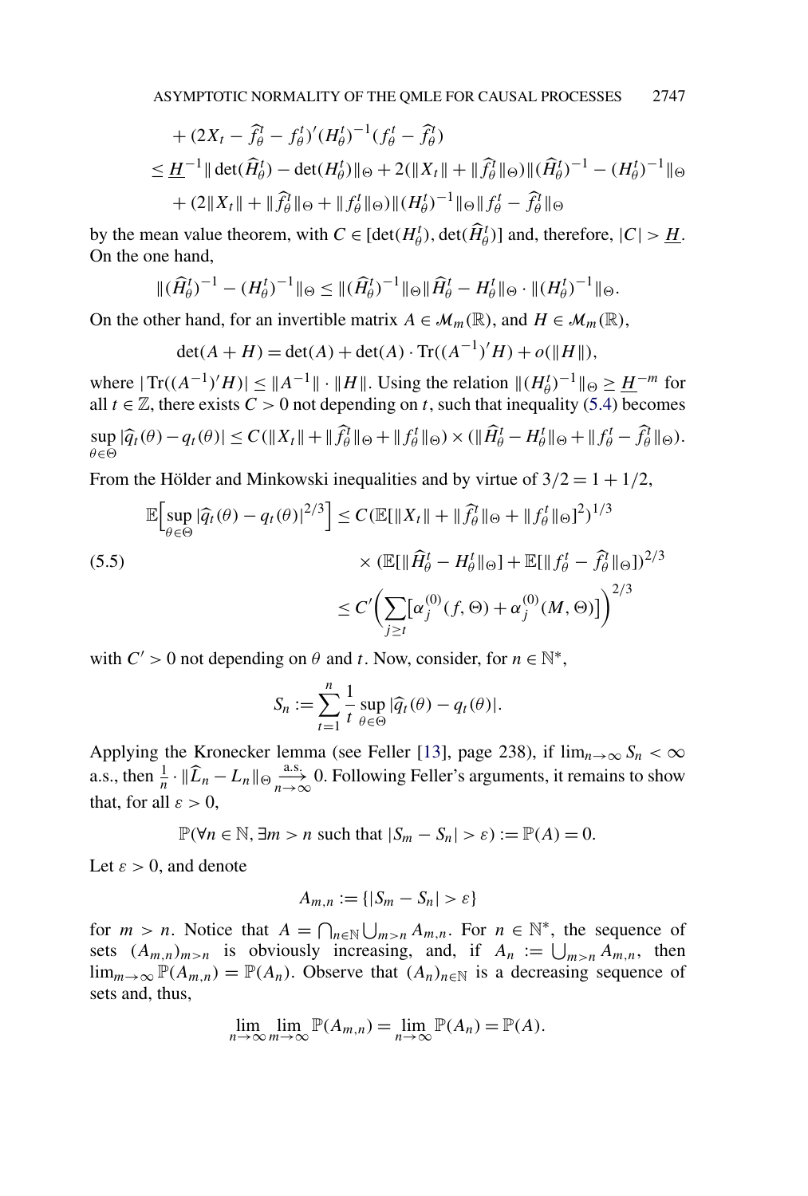$$
\begin{aligned}
&+ (2X_t - \widehat{f}_\theta^t - f_\theta^t)'(H_\theta^t)^{-1}(f_\theta^t - \widehat{f}_\theta^t) \\
&\le \underline{H}^{-1} \| \det(\widehat{H}_\theta^t) - \det(H_\theta^t)\|_\Theta + 2(\|X_t\| + \|\widehat{f}_\theta^t\|_\Theta)\|(\widehat{H}_\theta^t)^{-1} - (H_\theta^t)^{-1}\|_\Theta \\
&+ (2\|X_t\| + \|\widehat{f}_\theta^t\|_\Theta + \|f_\theta^t\|_\Theta)\|(H_\theta^t)^{-1}\|_\Theta \|f_\theta^t - \widehat{f}_\theta^t\|_\Theta
\end{aligned}
$$

by the mean value theorem, with $C \in [\det(H_\theta^t), \det(\widehat{H}_\theta^t)]$ and, therefore, $|C| > \underline{H}$. On the one hand,

$$
\|(\widehat{H}_\theta^t)^{-1} - (H_\theta^t)^{-1}\|_\Theta \le \|(\widehat{H}_\theta^t)^{-1}\|_\Theta \|\widehat{H}_\theta^t - H_\theta^t\|_\Theta \cdot \|(H_\theta^t)^{-1}\|_\Theta.
$$

On the other hand, for an invertible matrix $A \in \mathcal{M}_m(\mathbb{R})$, and $H \in \mathcal{M}_m(\mathbb{R})$,

$$
\det(A + H) = \det(A) + \det(A) \cdot \operatorname{Tr}((A^{-1})'H) + o(\|H\|),
$$

where $|\operatorname{Tr}((A^{-1})'H)| \le \|A^{-1}\| \cdot \|H\|$. Using the relation $\|(H_\theta^t)^{-1}\|_\Theta \ge \underline{H}^{-m}$ for all $t \in \mathbb{Z}$, there exists $C > 0$ not depending on $t$, such that inequality (5.4) becomes

$$
\sup_{\theta\in\Theta} |\widehat{q}_t(\theta) - q_t(\theta)| \le C(\|X_t\| + \|\widehat{f}_\theta^t\|_\Theta + \|f_\theta^t\|_\Theta) \times (\|\widehat{H}_\theta^t - H_\theta^t\|_\Theta + \|f_\theta^t - \widehat{f}_\theta^t\|_\Theta).
$$

From the Hölder and Minkowski inequalities and by virtue of $3/2 = 1 + 1/2$,

$$
\begin{aligned}
\mathbb{E}\Big[\sup_{\theta\in\Theta} |\widehat{q}_t(\theta) - q_t(\theta)|^{2/3}\Big] &\le C(\mathbb{E}[\|X_t\| + \|\widehat{f}_\theta^t\|_\Theta + \|f_\theta^t\|_\Theta]^2)^{1/3} \\
&\quad \times (\mathbb{E}[\|\widehat{H}_\theta^t - H_\theta^t\|_\Theta] + \mathbb{E}[\|f_\theta^t - \widehat{f}_\theta^t\|_\Theta])^{2/3} \qquad (5.5)\\
&\le C'\bigg(\sum_{j\ge t}\big[\alpha_j^{(0)}(f,\Theta) + \alpha_j^{(0)}(M,\Theta)\big]\bigg)^{2/3}
\end{aligned}
$$

with $C' > 0$ not depending on $\theta$ and $t$. Now, consider, for $n \in \mathbb{N}^*$,

$$
S_n := \sum_{t=1}^n \frac{1}{t} \sup_{\theta\in\Theta} |\widehat{q}_t(\theta) - q_t(\theta)|.
$$

Applying the Kronecker lemma (see Feller [13], page 238), if $\lim_{n\to\infty} S_n < \infty$ a.s., then $\frac{1}{n} \cdot \|\widehat{L}_n - L_n\|_\Theta \xrightarrow[n\to\infty]{\text{a.s.}} 0$. Following Feller's arguments, it remains to show that, for all $\varepsilon > 0$,

$$
\mathbb{P}(\forall n \in \mathbb{N}, \exists m > n \text{ such that } |S_m - S_n| > \varepsilon) := \mathbb{P}(A) = 0.
$$

Let $\varepsilon > 0$, and denote

$$
A_{m,n} := \{|S_m - S_n| > \varepsilon\}
$$

for $m > n$. Notice that $A = \bigcap_{n\in\mathbb{N}} \bigcup_{m>n} A_{m,n}$. For $n \in \mathbb{N}^*$, the sequence of sets $(A_{m,n})_{m>n}$ is obviously increasing, and, if $A_n := \bigcup_{m>n} A_{m,n}$, then $\lim_{m\to\infty} \mathbb{P}(A_{m,n}) = \mathbb{P}(A_n)$. Observe that $(A_n)_{n\in\mathbb{N}}$ is a decreasing sequence of sets and, thus,

$$
\lim_{n\to\infty} \lim_{m\to\infty} \mathbb{P}(A_{m,n}) = \lim_{n\to\infty} \mathbb{P}(A_n) = \mathbb{P}(A).
$$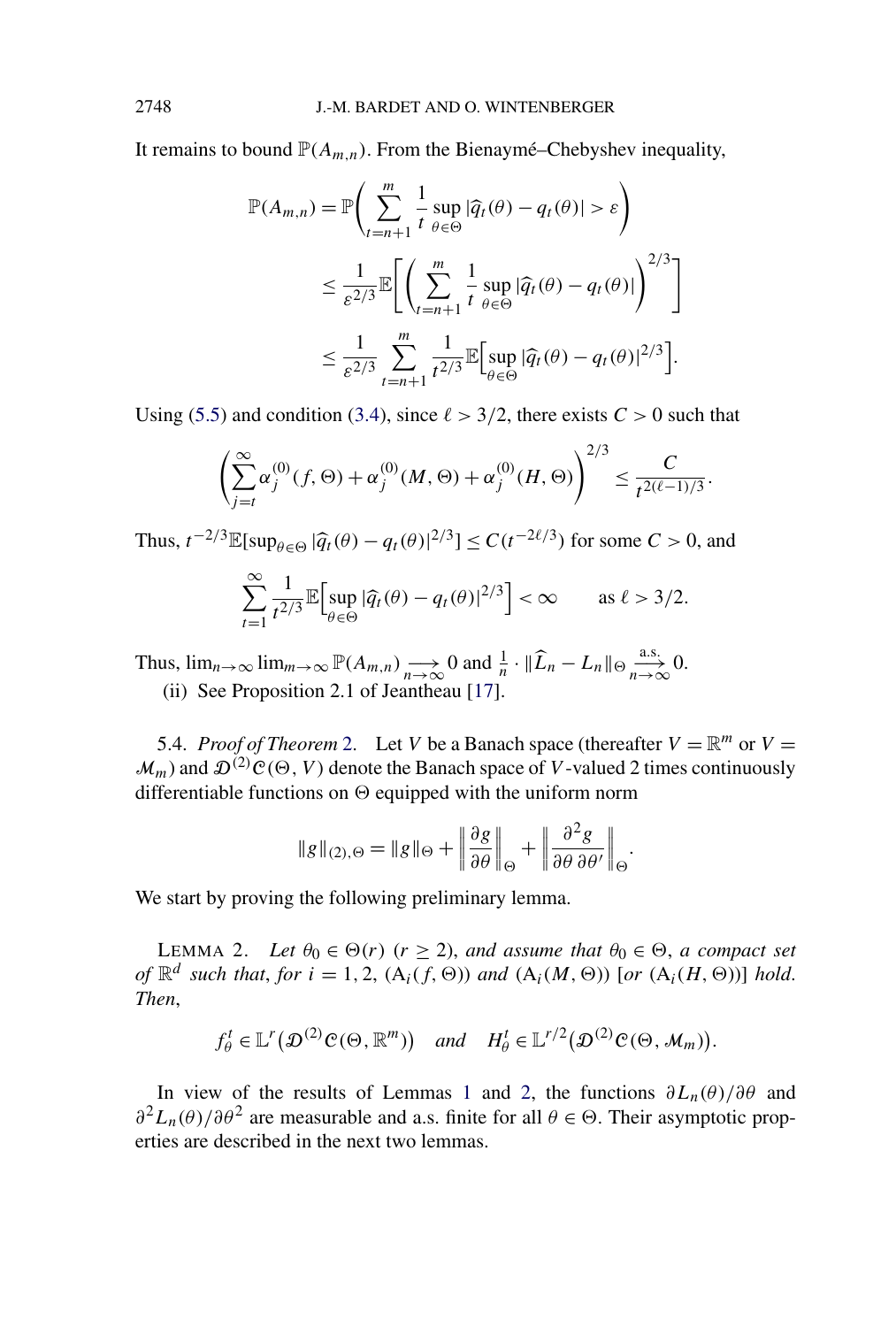It remains to bound $\mathbb{P}(A_{m,n})$. From the Bienaymé–Chebyshev inequality,

$$
\begin{aligned}
\mathbb{P}(A_{m,n}) &= \mathbb{P}\Biggl(\sum_{t=n+1}^{m} \frac{1}{t} \sup_{\theta \in \Theta} |\widehat{q}_t(\theta) - q_t(\theta)| > \varepsilon\Biggr) \\
&\leq \frac{1}{\varepsilon^{2/3}} \mathbb{E}\Biggl[\Biggl(\sum_{t=n+1}^{m} \frac{1}{t} \sup_{\theta \in \Theta} |\widehat{q}_t(\theta) - q_t(\theta)|\Biggr)^{2/3}\Biggr] \\
&\leq \frac{1}{\varepsilon^{2/3}} \sum_{t=n+1}^{m} \frac{1}{t^{2/3}} \mathbb{E}\Bigl[\sup_{\theta \in \Theta} |\widehat{q}_t(\theta) - q_t(\theta)|^{2/3}\Bigr].
\end{aligned}
$$

Using (5.5) and condition (3.4), since $\ell > 3/2$, there exists $C > 0$ such that

$$
\Biggl(\sum_{j=t}^{\infty} \alpha_j^{(0)}(f, \Theta) + \alpha_j^{(0)}(M, \Theta) + \alpha_j^{(0)}(H, \Theta)\Biggr)^{2/3} \leq \frac{C}{t^{2(\ell-1)/3}}.
$$

Thus, $t^{-2/3}\mathbb{E}[\sup_{\theta \in \Theta} |\widehat{q}_t(\theta) - q_t(\theta)|^{2/3}] \leq C(t^{-2\ell/3})$ for some $C > 0$, and

$$
\sum_{t=1}^{\infty} \frac{1}{t^{2/3}} \mathbb{E}\Bigl[\sup_{\theta \in \Theta} |\widehat{q}_t(\theta) - q_t(\theta)|^{2/3}\Bigr] < \infty \qquad \text{as } \ell > 3/2.
$$

Thus, $\lim_{n\to\infty} \lim_{m\to\infty} \mathbb{P}(A_{m,n}) \underset{n\to\infty}{\longrightarrow} 0$ and $\frac{1}{n} \cdot \|\widehat{L}_n - L_n\|_\Theta \xrightarrow[n\to\infty]{\text{a.s.}} 0$.

(ii) See Proposition 2.1 of Jeantheau [17].

5.4. *Proof of Theorem* 2. Let $V$ be a Banach space (thereafter $V = \mathbb{R}^m$ or $V = \mathcal{M}_m$) and $\mathcal{D}^{(2)}\mathcal{C}(\Theta, V)$ denote the Banach space of $V$-valued 2 times continuously differentiable functions on $\Theta$ equipped with the uniform norm

$$
\|g\|_{(2),\Theta} = \|g\|_\Theta + \left\|\frac{\partial g}{\partial \theta}\right\|_\Theta + \left\|\frac{\partial^2 g}{\partial \theta\, \partial \theta'}\right\|_\Theta.
$$

We start by proving the following preliminary lemma.

LEMMA 2. *Let $\theta_0 \in \Theta(r)$ ($r \geq 2$), and assume that $\theta_0 \in \Theta$, a compact set of $\mathbb{R}^d$ such that, for $i = 1, 2$, ($A_i(f, \Theta)$) and ($A_i(M, \Theta)$) [or ($A_i(H, \Theta)$)] hold. Then*,

$$
f_\theta^t \in \mathbb{L}^r\bigl(\mathcal{D}^{(2)}\mathcal{C}(\Theta, \mathbb{R}^m)\bigr) \quad \textit{and} \quad H_\theta^t \in \mathbb{L}^{r/2}\bigl(\mathcal{D}^{(2)}\mathcal{C}(\Theta, \mathcal{M}_m)\bigr).
$$

In view of the results of Lemmas 1 and 2, the functions $\partial L_n(\theta)/\partial\theta$ and $\partial^2 L_n(\theta)/\partial\theta^2$ are measurable and a.s. finite for all $\theta \in \Theta$. Their asymptotic properties are described in the next two lemmas.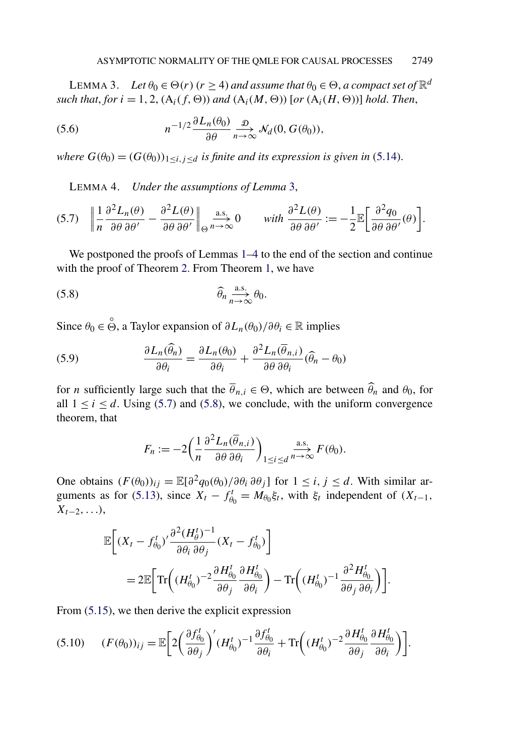LEMMA 3. *Let $\theta_0 \in \Theta(r)$ ($r \geq 4$) and assume that $\theta_0 \in \Theta$, a compact set of $\mathbb{R}^d$ such that, for $i = 1, 2$, ($\mathrm{A}_i(f, \Theta)$) and ($\mathrm{A}_i(M, \Theta)$) [or ($\mathrm{A}_i(H, \Theta)$)] hold. Then,*

$$n^{-1/2} \frac{\partial L_n(\theta_0)}{\partial \theta} \xrightarrow[n\to\infty]{\mathcal{D}} \mathcal{N}_d(0, G(\theta_0)), \tag{5.6}$$

*where $G(\theta_0) = (G(\theta_0))_{1 \leq i,j \leq d}$ is finite and its expression is given in (5.14).*

LEMMA 4. *Under the assumptions of Lemma 3,*

$$\left\| \frac{1}{n} \frac{\partial^2 L_n(\theta)}{\partial \theta \, \partial \theta'} - \frac{\partial^2 L(\theta)}{\partial \theta \, \partial \theta'} \right\|_{\Theta} \xrightarrow[n\to\infty]{\text{a.s.}} 0 \qquad \text{with } \frac{\partial^2 L(\theta)}{\partial \theta \, \partial \theta'} := -\frac{1}{2} \mathbb{E}\left[ \frac{\partial^2 q_0}{\partial \theta \, \partial \theta'}(\theta) \right]. \tag{5.7}$$

We postponed the proofs of Lemmas 1–4 to the end of the section and continue with the proof of Theorem 2. From Theorem 1, we have

$$\widehat{\theta}_n \xrightarrow[n\to\infty]{\text{a.s.}} \theta_0. \tag{5.8}$$

Since $\theta_0 \in \overset{\circ}{\Theta}$, a Taylor expansion of $\partial L_n(\theta_0)/\partial \theta_i \in \mathbb{R}$ implies

$$\frac{\partial L_n(\widehat{\theta}_n)}{\partial \theta_i} = \frac{\partial L_n(\theta_0)}{\partial \theta_i} + \frac{\partial^2 L_n(\overline{\theta}_{n,i})}{\partial \theta \, \partial \theta_i} (\widehat{\theta}_n - \theta_0) \tag{5.9}$$

for $n$ sufficiently large such that the $\overline{\theta}_{n,i} \in \Theta$, which are between $\widehat{\theta}_n$ and $\theta_0$, for all $1 \leq i \leq d$. Using (5.7) and (5.8), we conclude, with the uniform convergence theorem, that

$$F_n := -2 \left( \frac{1}{n} \frac{\partial^2 L_n(\overline{\theta}_{n,i})}{\partial \theta \, \partial \theta_i} \right)_{1 \leq i \leq d} \xrightarrow[n\to\infty]{\text{a.s.}} F(\theta_0).$$

One obtains $(F(\theta_0))_{ij} = \mathbb{E}[\partial^2 q_0(\theta_0)/\partial \theta_i \, \partial \theta_j]$ for $1 \leq i, j \leq d$. With similar arguments as for (5.13), since $X_t - f_{\theta_0}^t = M_{\theta_0} \xi_t$, with $\xi_t$ independent of $(X_{t-1}, X_{t-2}, \ldots)$,

$$\begin{aligned}
\mathbb{E}&\left[ (X_t - f_{\theta_0}^t)' \frac{\partial^2 (H_\theta^t)^{-1}}{\partial \theta_i \, \partial \theta_j} (X_t - f_{\theta_0}^t) \right] \\
&= 2\mathbb{E}\left[ \mathrm{Tr}\left( (H_{\theta_0}^t)^{-2} \frac{\partial H_{\theta_0}^t}{\partial \theta_j} \frac{\partial H_{\theta_0}^t}{\partial \theta_i} \right) - \mathrm{Tr}\left( (H_{\theta_0}^t)^{-1} \frac{\partial^2 H_{\theta_0}^t}{\partial \theta_j \, \partial \theta_i} \right) \right].
\end{aligned}$$

From (5.15), we then derive the explicit expression

$$(F(\theta_0))_{ij} = \mathbb{E}\left[ 2 \left( \frac{\partial f_{\theta_0}^t}{\partial \theta_j} \right)' (H_{\theta_0}^t)^{-1} \frac{\partial f_{\theta_0}^t}{\partial \theta_i} + \mathrm{Tr}\left( (H_{\theta_0}^t)^{-2} \frac{\partial H_{\theta_0}^t}{\partial \theta_j} \frac{\partial H_{\theta_0}^t}{\partial \theta_i} \right) \right]. \tag{5.10}$$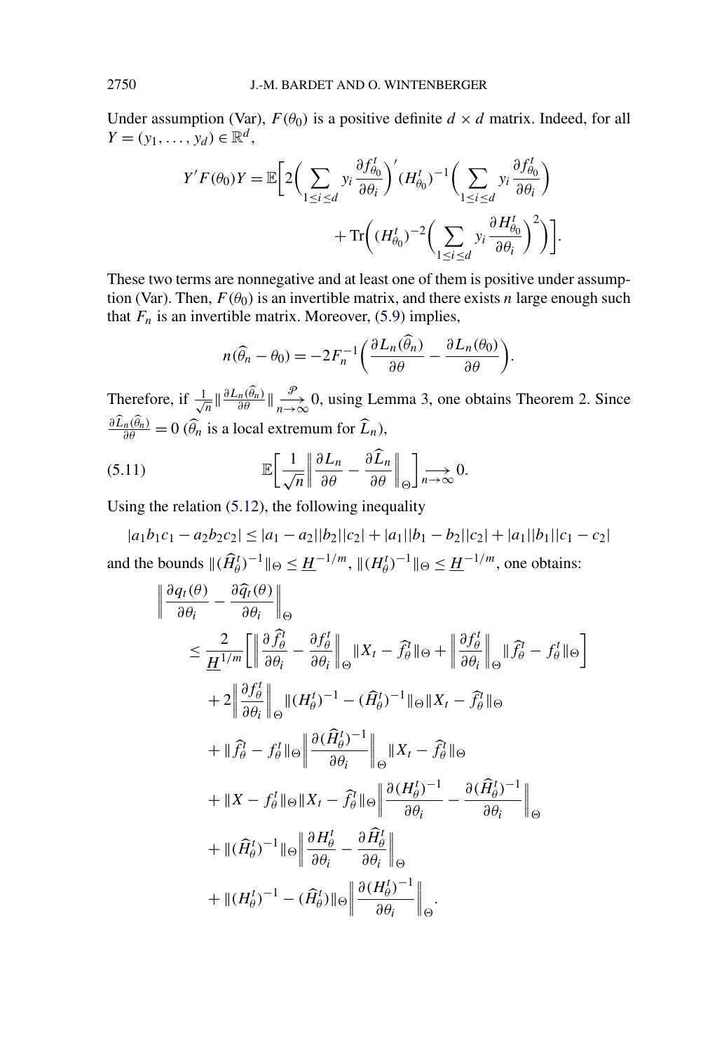Under assumption (Var), $F(\theta_0)$ is a positive definite $d \times d$ matrix. Indeed, for all $Y = (y_1, \dots, y_d) \in \mathbb{R}^d$,

$$Y' F(\theta_0) Y = \mathbb{E}\biggl[ 2\biggl( \sum_{1 \le i \le d} y_i \frac{\partial f_{\theta_0}^t}{\partial \theta_i} \biggr)' (H_{\theta_0}^t)^{-1} \biggl( \sum_{1 \le i \le d} y_i \frac{\partial f_{\theta_0}^t}{\partial \theta_i} \biggr) + \mathrm{Tr}\biggl( (H_{\theta_0}^t)^{-2} \biggl( \sum_{1 \le i \le d} y_i \frac{\partial H_{\theta_0}^t}{\partial \theta_i} \biggr)^2 \biggr) \biggr].$$

These two terms are nonnegative and at least one of them is positive under assumption (Var). Then, $F(\theta_0)$ is an invertible matrix, and there exists $n$ large enough such that $F_n$ is an invertible matrix. Moreover, (5.9) implies,

$$n(\widehat{\theta}_n - \theta_0) = -2 F_n^{-1} \biggl( \frac{\partial L_n(\widehat{\theta}_n)}{\partial \theta} - \frac{\partial L_n(\theta_0)}{\partial \theta} \biggr).$$

Therefore, if $\frac{1}{\sqrt{n}} \| \frac{\partial L_n(\widehat{\theta}_n)}{\partial \theta} \| \xrightarrow[n \to \infty]{\mathcal{P}} 0$, using Lemma 3, one obtains Theorem 2. Since $\frac{\partial \widehat{L}_n(\widehat{\theta}_n)}{\partial \theta} = 0$ ($\widehat{\theta}_n$ is a local extremum for $\widehat{L}_n$),

$$\mathbb{E}\biggl[ \frac{1}{\sqrt{n}} \biggl\| \frac{\partial L_n}{\partial \theta} - \frac{\partial \widehat{L}_n}{\partial \theta} \biggr\|_\Theta \biggr] \xrightarrow[n \to \infty]{} 0. \tag{5.11}$$

Using the relation (5.12), the following inequality

$$|a_1 b_1 c_1 - a_2 b_2 c_2| \le |a_1 - a_2||b_2||c_2| + |a_1||b_1 - b_2||c_2| + |a_1||b_1||c_1 - c_2|$$

and the bounds $\|(\widehat{H}_\theta^t)^{-1}\|_\Theta \le \underline{H}^{-1/m}$, $\|(H_\theta^t)^{-1}\|_\Theta \le \underline{H}^{-1/m}$, one obtains:

$$\begin{aligned}
\biggl\| \frac{\partial q_t(\theta)}{\partial \theta_i} - \frac{\partial \widehat{q}_t(\theta)}{\partial \theta_i} \biggr\|_\Theta
&\le \frac{2}{\underline{H}^{1/m}} \biggl[ \biggl\| \frac{\partial \widehat{f}_\theta^t}{\partial \theta_i} - \frac{\partial f_\theta^t}{\partial \theta_i} \biggr\|_\Theta \|X_t - \widehat{f}_\theta^t\|_\Theta + \biggl\| \frac{\partial f_\theta^t}{\partial \theta_i} \biggr\|_\Theta \|\widehat{f}_\theta^t - f_\theta^t\|_\Theta \biggr] \\
&\quad + 2 \biggl\| \frac{\partial f_\theta^t}{\partial \theta_i} \biggr\|_\Theta \|(H_\theta^t)^{-1} - (\widehat{H}_\theta^t)^{-1}\|_\Theta \|X_t - \widehat{f}_\theta^t\|_\Theta \\
&\quad + \|\widehat{f}_\theta^t - f_\theta^t\|_\Theta \biggl\| \frac{\partial (\widehat{H}_\theta^t)^{-1}}{\partial \theta_i} \biggr\|_\Theta \|X_t - \widehat{f}_\theta^t\|_\Theta \\
&\quad + \|X - f_\theta^t\|_\Theta \|X_t - \widehat{f}_\theta^t\|_\Theta \biggl\| \frac{\partial (H_\theta^t)^{-1}}{\partial \theta_i} - \frac{\partial (\widehat{H}_\theta^t)^{-1}}{\partial \theta_i} \biggr\|_\Theta \\
&\quad + \|(\widehat{H}_\theta^t)^{-1}\|_\Theta \biggl\| \frac{\partial H_\theta^t}{\partial \theta_i} - \frac{\partial \widehat{H}_\theta^t}{\partial \theta_i} \biggr\|_\Theta \\
&\quad + \|(H_\theta^t)^{-1} - (\widehat{H}_\theta^t)\|_\Theta \biggl\| \frac{\partial (H_\theta^t)^{-1}}{\partial \theta_i} \biggr\|_\Theta .
\end{aligned}$$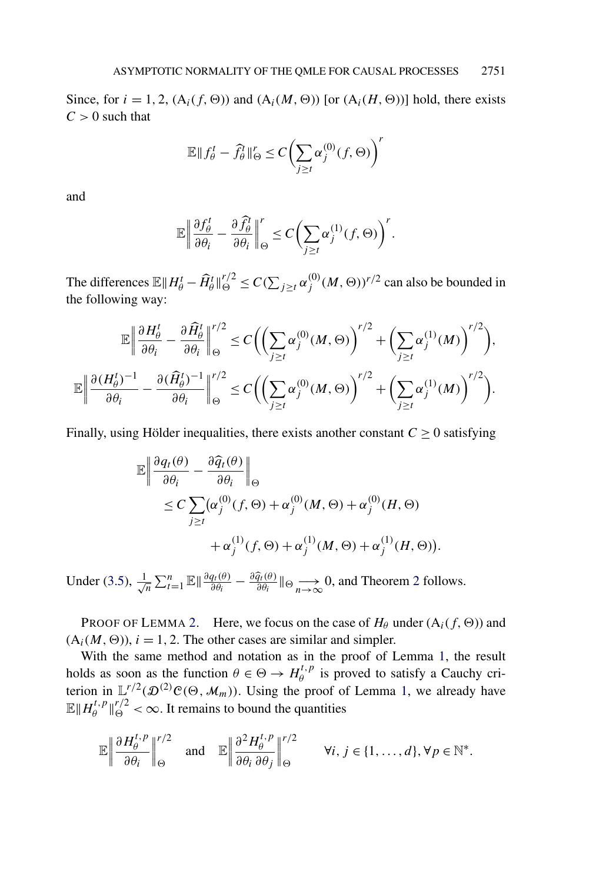Since, for $i = 1, 2$, $(\mathrm{A}_i(f, \Theta))$ and $(\mathrm{A}_i(M, \Theta))$ [or $(\mathrm{A}_i(H, \Theta))$] hold, there exists $C > 0$ such that

$$\mathbb{E}\| f_\theta^t - \widehat{f}_\theta^t \|_\Theta^r \leq C\Bigl(\sum_{j \geq t} \alpha_j^{(0)}(f, \Theta)\Bigr)^r$$

and

$$\mathbb{E}\Bigl\| \frac{\partial f_\theta^t}{\partial \theta_i} - \frac{\partial \widehat{f}_\theta^t}{\partial \theta_i} \Bigr\|_\Theta^r \leq C\Bigl(\sum_{j \geq t} \alpha_j^{(1)}(f, \Theta)\Bigr)^r.$$

The differences $\mathbb{E}\| H_\theta^t - \widehat{H}_\theta^t \|_\Theta^{r/2} \leq C(\sum_{j \geq t} \alpha_j^{(0)}(M, \Theta))^{r/2}$ can also be bounded in the following way:

$$\mathbb{E}\Bigl\| \frac{\partial H_\theta^t}{\partial \theta_i} - \frac{\partial \widehat{H}_\theta^t}{\partial \theta_i} \Bigr\|_\Theta^{r/2} \leq C\biggl(\Bigl(\sum_{j \geq t} \alpha_j^{(0)}(M, \Theta)\Bigr)^{r/2} + \Bigl(\sum_{j \geq t} \alpha_j^{(1)}(M)\Bigr)^{r/2}\biggr),$$

$$\mathbb{E}\Bigl\| \frac{\partial (H_\theta^t)^{-1}}{\partial \theta_i} - \frac{\partial (\widehat{H}_\theta^t)^{-1}}{\partial \theta_i} \Bigr\|_\Theta^{r/2} \leq C\biggl(\Bigl(\sum_{j \geq t} \alpha_j^{(0)}(M, \Theta)\Bigr)^{r/2} + \Bigl(\sum_{j \geq t} \alpha_j^{(1)}(M)\Bigr)^{r/2}\biggr).$$

Finally, using Hölder inequalities, there exists another constant $C \geq 0$ satisfying

$$\begin{aligned}
\mathbb{E}\Bigl\| &\frac{\partial q_t(\theta)}{\partial \theta_i} - \frac{\partial \widehat{q}_t(\theta)}{\partial \theta_i} \Bigr\|_\Theta \\
&\leq C \sum_{j \geq t} \bigl(\alpha_j^{(0)}(f, \Theta) + \alpha_j^{(0)}(M, \Theta) + \alpha_j^{(0)}(H, \Theta) \\
&\qquad\qquad + \alpha_j^{(1)}(f, \Theta) + \alpha_j^{(1)}(M, \Theta) + \alpha_j^{(1)}(H, \Theta)\bigr).
\end{aligned}$$

Under (3.5), $\frac{1}{\sqrt{n}} \sum_{t=1}^n \mathbb{E}\| \frac{\partial q_t(\theta)}{\partial \theta_i} - \frac{\partial \widehat{q}_t(\theta)}{\partial \theta_i} \|_\Theta \underset{n \to \infty}{\longrightarrow} 0$, and Theorem 2 follows.

PROOF OF LEMMA 2. Here, we focus on the case of $H_\theta$ under $(\mathrm{A}_i(f, \Theta))$ and $(\mathrm{A}_i(M, \Theta))$, $i = 1, 2$. The other cases are similar and simpler.

With the same method and notation as in the proof of Lemma 1, the result holds as soon as the function $\theta \in \Theta \to H_\theta^{t,p}$ is proved to satisfy a Cauchy criterion in $\mathbb{L}^{r/2}(\mathcal{D}^{(2)}\mathcal{C}(\Theta, \mathcal{M}_m))$. Using the proof of Lemma 1, we already have $\mathbb{E}\| H_\theta^{t,p} \|_\Theta^{r/2} < \infty$. It remains to bound the quantities

$$\mathbb{E}\Bigl\| \frac{\partial H_\theta^{t,p}}{\partial \theta_i} \Bigr\|_\Theta^{r/2} \quad \text{and} \quad \mathbb{E}\Bigl\| \frac{\partial^2 H_\theta^{t,p}}{\partial \theta_i \, \partial \theta_j} \Bigr\|_\Theta^{r/2} \qquad \forall i, j \in \{1, \dots, d\}, \forall p \in \mathbb{N}^*.$$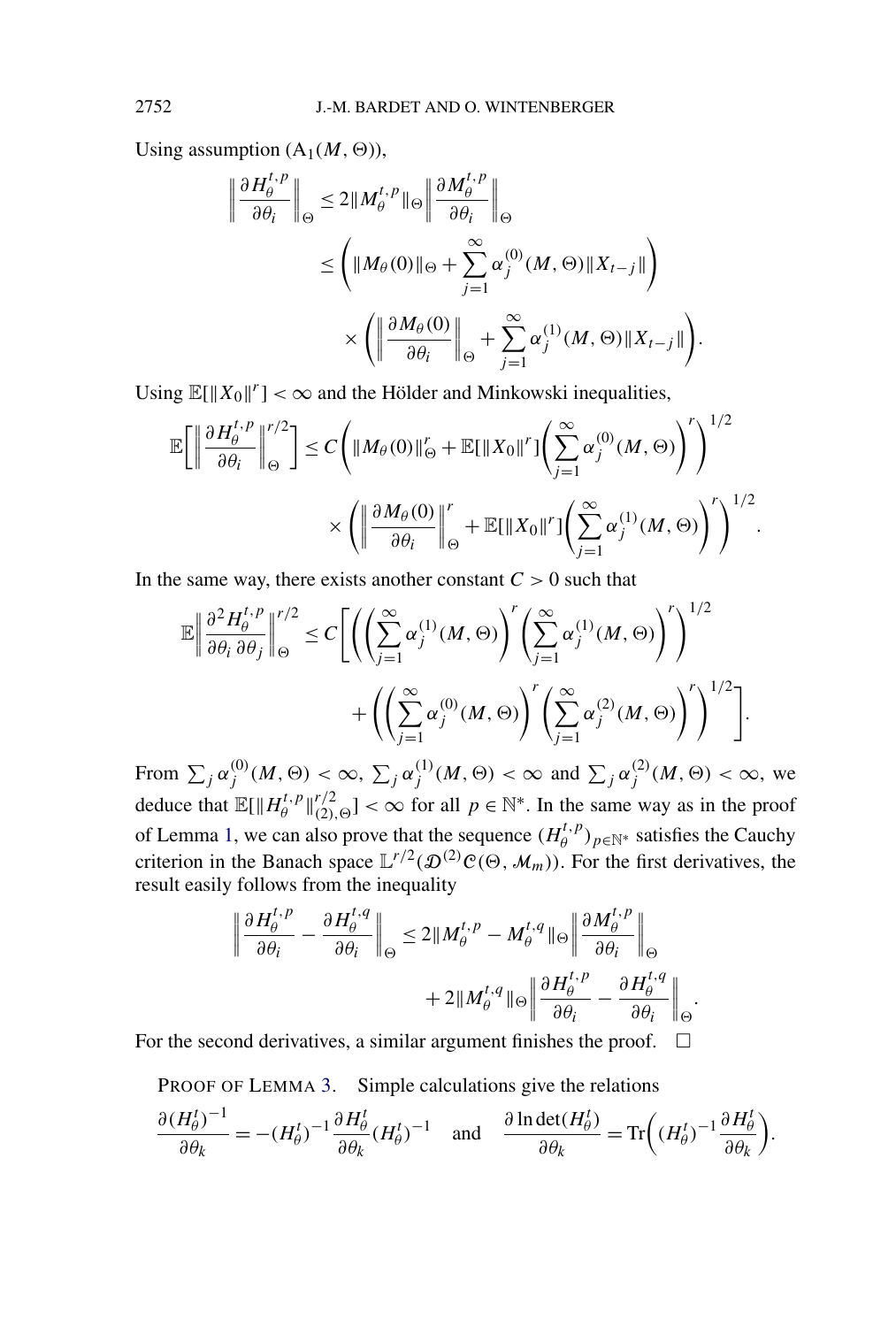Using assumption ($\mathrm{A}_1(M, \Theta)$),

$$
\begin{aligned}
\left\| \frac{\partial H_\theta^{t,p}}{\partial \theta_i} \right\|_\Theta &\leq 2 \| M_\theta^{t,p} \|_\Theta \left\| \frac{\partial M_\theta^{t,p}}{\partial \theta_i} \right\|_\Theta \\
&\leq \left( \| M_\theta(0) \|_\Theta + \sum_{j=1}^\infty \alpha_j^{(0)}(M, \Theta) \| X_{t-j} \| \right) \\
&\qquad \times \left( \left\| \frac{\partial M_\theta(0)}{\partial \theta_i} \right\|_\Theta + \sum_{j=1}^\infty \alpha_j^{(1)}(M, \Theta) \| X_{t-j} \| \right).
\end{aligned}
$$

Using $\mathbb{E}[\|X_0\|^r] < \infty$ and the Hölder and Minkowski inequalities,

$$
\begin{aligned}
\mathbb{E}\left[ \left\| \frac{\partial H_\theta^{t,p}}{\partial \theta_i} \right\|_\Theta^{r/2} \right] &\leq C \left( \| M_\theta(0) \|_\Theta^r + \mathbb{E}[\|X_0\|^r] \left( \sum_{j=1}^\infty \alpha_j^{(0)}(M, \Theta) \right)^r \right)^{1/2} \\
&\qquad \times \left( \left\| \frac{\partial M_\theta(0)}{\partial \theta_i} \right\|_\Theta^r + \mathbb{E}[\|X_0\|^r] \left( \sum_{j=1}^\infty \alpha_j^{(1)}(M, \Theta) \right)^r \right)^{1/2}.
\end{aligned}
$$

In the same way, there exists another constant $C > 0$ such that

$$
\begin{aligned}
\mathbb{E}\left\| \frac{\partial^2 H_\theta^{t,p}}{\partial \theta_i \, \partial \theta_j} \right\|_\Theta^{r/2} &\leq C \left[ \left( \left( \sum_{j=1}^\infty \alpha_j^{(1)}(M, \Theta) \right)^r \left( \sum_{j=1}^\infty \alpha_j^{(1)}(M, \Theta) \right)^r \right)^{1/2} \right. \\
&\qquad \left. + \left( \left( \sum_{j=1}^\infty \alpha_j^{(0)}(M, \Theta) \right)^r \left( \sum_{j=1}^\infty \alpha_j^{(2)}(M, \Theta) \right)^r \right)^{1/2} \right].
\end{aligned}
$$

From $\sum_j \alpha_j^{(0)}(M, \Theta) < \infty$, $\sum_j \alpha_j^{(1)}(M, \Theta) < \infty$ and $\sum_j \alpha_j^{(2)}(M, \Theta) < \infty$, we deduce that $\mathbb{E}[\|H_\theta^{t,p}\|_{(2),\Theta}^{r/2}] < \infty$ for all $p \in \mathbb{N}^*$. In the same way as in the proof of Lemma 1, we can also prove that the sequence $(H_\theta^{t,p})_{p \in \mathbb{N}^*}$ satisfies the Cauchy criterion in the Banach space $\mathbb{L}^{r/2}(\mathcal{D}^{(2)}\mathcal{C}(\Theta, \mathcal{M}_m))$. For the first derivatives, the result easily follows from the inequality

$$
\begin{aligned}
\left\| \frac{\partial H_\theta^{t,p}}{\partial \theta_i} - \frac{\partial H_\theta^{t,q}}{\partial \theta_i} \right\|_\Theta &\leq 2 \| M_\theta^{t,p} - M_\theta^{t,q} \|_\Theta \left\| \frac{\partial M_\theta^{t,p}}{\partial \theta_i} \right\|_\Theta \\
&\qquad + 2 \| M_\theta^{t,q} \|_\Theta \left\| \frac{\partial H_\theta^{t,p}}{\partial \theta_i} - \frac{\partial H_\theta^{t,q}}{\partial \theta_i} \right\|_\Theta.
\end{aligned}
$$

For the second derivatives, a similar argument finishes the proof. $\square$

PROOF OF LEMMA 3. Simple calculations give the relations

$$
\frac{\partial (H_\theta^t)^{-1}}{\partial \theta_k} = -(H_\theta^t)^{-1} \frac{\partial H_\theta^t}{\partial \theta_k} (H_\theta^t)^{-1} \quad \text{and} \quad \frac{\partial \ln \det(H_\theta^t)}{\partial \theta_k} = \mathrm{Tr}\left( (H_\theta^t)^{-1} \frac{\partial H_\theta^t}{\partial \theta_k} \right).
$$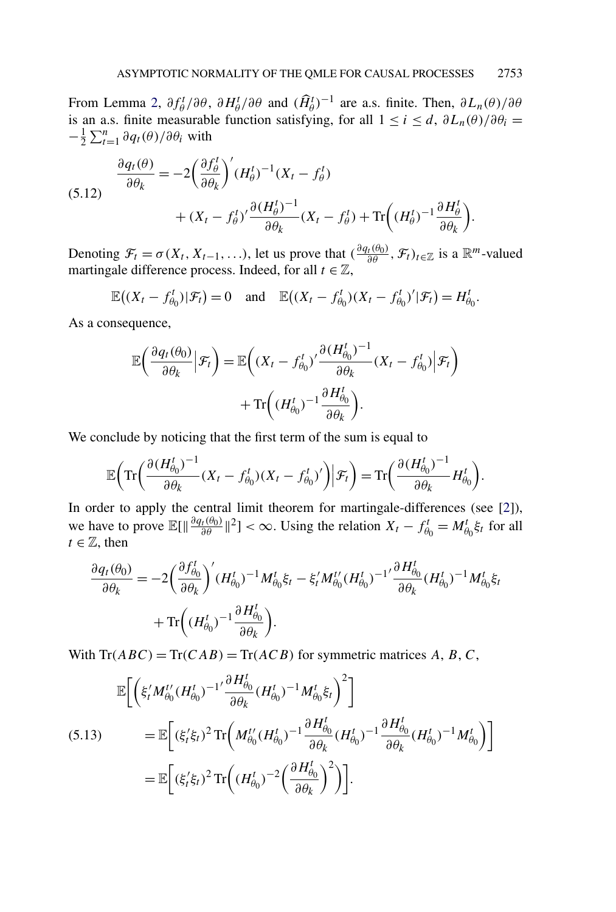From Lemma 2, $\partial f_\theta^t/\partial\theta$, $\partial H_\theta^t/\partial\theta$ and $(\widehat{H}_\theta^t)^{-1}$ are a.s. finite. Then, $\partial L_n(\theta)/\partial\theta$ is an a.s. finite measurable function satisfying, for all $1 \le i \le d$, $\partial L_n(\theta)/\partial\theta_i = -\frac{1}{2}\sum_{t=1}^n \partial q_t(\theta)/\partial\theta_i$ with

$$
\begin{aligned}
\frac{\partial q_t(\theta)}{\partial\theta_k} &= -2\left(\frac{\partial f_\theta^t}{\partial\theta_k}\right)'(H_\theta^t)^{-1}(X_t - f_\theta^t) \\
&\quad + (X_t - f_\theta^t)'\frac{\partial(H_\theta^t)^{-1}}{\partial\theta_k}(X_t - f_\theta^t) + \operatorname{Tr}\left((H_\theta^t)^{-1}\frac{\partial H_\theta^t}{\partial\theta_k}\right).
\end{aligned} \tag{5.12}
$$

Denoting $\mathcal{F}_t = \sigma(X_t, X_{t-1}, \ldots)$, let us prove that $(\frac{\partial q_t(\theta_0)}{\partial\theta}, \mathcal{F}_t)_{t\in\mathbb{Z}}$ is a $\mathbb{R}^m$-valued martingale difference process. Indeed, for all $t \in \mathbb{Z}$,

$$
\mathbb{E}\big((X_t - f_{\theta_0}^t)|\mathcal{F}_t\big) = 0 \quad \text{and} \quad \mathbb{E}\big((X_t - f_{\theta_0}^t)(X_t - f_{\theta_0}^t)'|\mathcal{F}_t\big) = H_{\theta_0}^t.
$$

As a consequence,

$$
\begin{aligned}
\mathbb{E}\left(\frac{\partial q_t(\theta_0)}{\partial\theta_k}\Big|\mathcal{F}_t\right) &= \mathbb{E}\left((X_t - f_{\theta_0}^t)'\frac{\partial(H_{\theta_0}^t)^{-1}}{\partial\theta_k}(X_t - f_{\theta_0}^t)\Big|\mathcal{F}_t\right) \\
&\quad + \operatorname{Tr}\left((H_{\theta_0}^t)^{-1}\frac{\partial H_{\theta_0}^t}{\partial\theta_k}\right).
\end{aligned}
$$

We conclude by noticing that the first term of the sum is equal to

$$
\mathbb{E}\left(\operatorname{Tr}\left(\frac{\partial(H_{\theta_0}^t)^{-1}}{\partial\theta_k}(X_t - f_{\theta_0}^t)(X_t - f_{\theta_0}^t)'\right)\Big|\mathcal{F}_t\right) = \operatorname{Tr}\left(\frac{\partial(H_{\theta_0}^t)^{-1}}{\partial\theta_k}H_{\theta_0}^t\right).
$$

In order to apply the central limit theorem for martingale-differences (see [2]), we have to prove $\mathbb{E}[\|\frac{\partial q_t(\theta_0)}{\partial\theta}\|^2] < \infty$. Using the relation $X_t - f_{\theta_0}^t = M_{\theta_0}^t\xi_t$ for all $t \in \mathbb{Z}$, then

$$
\begin{aligned}
\frac{\partial q_t(\theta_0)}{\partial\theta_k} &= -2\left(\frac{\partial f_{\theta_0}^t}{\partial\theta_k}\right)'(H_{\theta_0}^t)^{-1}M_{\theta_0}^t\xi_t - \xi_t' M_{\theta_0}^{t\prime}(H_{\theta_0}^t)^{-1\prime}\frac{\partial H_{\theta_0}^t}{\partial\theta_k}(H_{\theta_0}^t)^{-1}M_{\theta_0}^t\xi_t \\
&\quad + \operatorname{Tr}\left((H_{\theta_0}^t)^{-1}\frac{\partial H_{\theta_0}^t}{\partial\theta_k}\right).
\end{aligned}
$$

With $\operatorname{Tr}(ABC) = \operatorname{Tr}(CAB) = \operatorname{Tr}(ACB)$ for symmetric matrices $A$, $B$, $C$,

$$
\begin{aligned}
&\mathbb{E}\left[\left(\xi_t' M_{\theta_0}^{t\prime}(H_{\theta_0}^t)^{-1\prime}\frac{\partial H_{\theta_0}^t}{\partial\theta_k}(H_{\theta_0}^t)^{-1}M_{\theta_0}^t\xi_t\right)^2\right] \\
&\qquad = \mathbb{E}\left[(\xi_t'\xi_t)^2 \operatorname{Tr}\left(M_{\theta_0}^{t\prime}(H_{\theta_0}^t)^{-1}\frac{\partial H_{\theta_0}^t}{\partial\theta_k}(H_{\theta_0}^t)^{-1}\frac{\partial H_{\theta_0}^t}{\partial\theta_k}(H_{\theta_0}^t)^{-1}M_{\theta_0}^t\right)\right] \\
&\qquad = \mathbb{E}\left[(\xi_t'\xi_t)^2 \operatorname{Tr}\left((H_{\theta_0}^t)^{-2}\left(\frac{\partial H_{\theta_0}^t}{\partial\theta_k}\right)^2\right)\right].
\end{aligned} \tag{5.13}
$$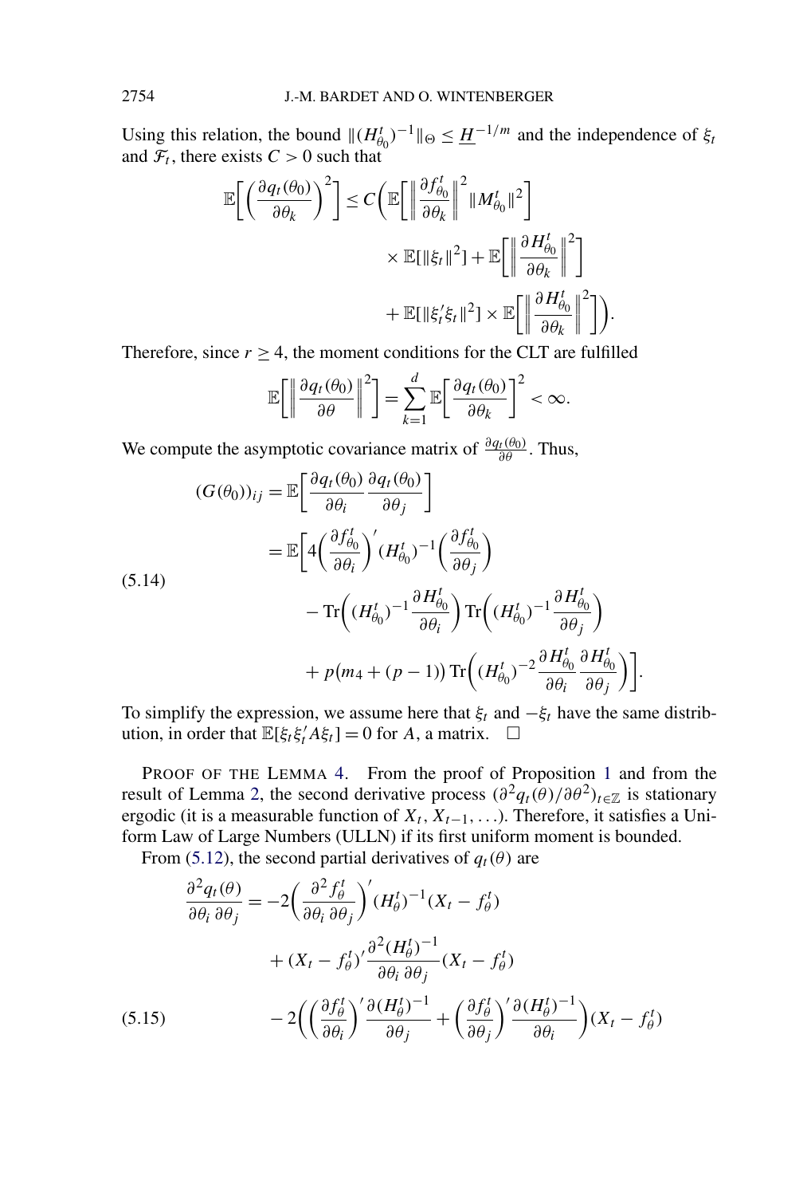Using this relation, the bound $\|(H_{\theta_0}^t)^{-1}\|_\Theta \le \underline{H}^{-1/m}$ and the independence of $\xi_t$ and $\mathcal{F}_t$, there exists $C > 0$ such that

$$\mathbb{E}\left[\left(\frac{\partial q_t(\theta_0)}{\partial \theta_k}\right)^2\right] \le C\left(\mathbb{E}\left[\left\|\frac{\partial f_{\theta_0}^t}{\partial \theta_k}\right\|^2 \|M_{\theta_0}^t\|^2\right] \times \mathbb{E}[\|\xi_t\|^2] + \mathbb{E}\left[\left\|\frac{\partial H_{\theta_0}^t}{\partial \theta_k}\right\|^2\right] + \mathbb{E}[\|\xi_t'\xi_t\|^2] \times \mathbb{E}\left[\left\|\frac{\partial H_{\theta_0}^t}{\partial \theta_k}\right\|^2\right]\right).$$

Therefore, since $r \ge 4$, the moment conditions for the CLT are fulfilled

$$\mathbb{E}\left[\left\|\frac{\partial q_t(\theta_0)}{\partial \theta}\right\|^2\right] = \sum_{k=1}^d \mathbb{E}\left[\frac{\partial q_t(\theta_0)}{\partial \theta_k}\right]^2 < \infty.$$

We compute the asymptotic covariance matrix of $\frac{\partial q_t(\theta_0)}{\partial \theta}$. Thus,

$$\begin{aligned}
(G(\theta_0))_{ij} &= \mathbb{E}\left[\frac{\partial q_t(\theta_0)}{\partial \theta_i}\frac{\partial q_t(\theta_0)}{\partial \theta_j}\right] \\
&= \mathbb{E}\left[4\left(\frac{\partial f_{\theta_0}^t}{\partial \theta_i}\right)'(H_{\theta_0}^t)^{-1}\left(\frac{\partial f_{\theta_0}^t}{\partial \theta_j}\right)\right. \\
&\qquad - \operatorname{Tr}\left((H_{\theta_0}^t)^{-1}\frac{\partial H_{\theta_0}^t}{\partial \theta_i}\right)\operatorname{Tr}\left((H_{\theta_0}^t)^{-1}\frac{\partial H_{\theta_0}^t}{\partial \theta_j}\right) \\
&\qquad \left. + p\big(m_4 + (p-1)\big)\operatorname{Tr}\left((H_{\theta_0}^t)^{-2}\frac{\partial H_{\theta_0}^t}{\partial \theta_i}\frac{\partial H_{\theta_0}^t}{\partial \theta_j}\right)\right].
\end{aligned} \tag{5.14}$$

To simplify the expression, we assume here that $\xi_t$ and $-\xi_t$ have the same distribution, in order that $\mathbb{E}[\xi_t\xi_t' A\xi_t] = 0$ for $A$, a matrix. $\square$

PROOF OF THE LEMMA 4. From the proof of Proposition 1 and from the result of Lemma 2, the second derivative process $(\partial^2 q_t(\theta)/\partial\theta^2)_{t\in\mathbb{Z}}$ is stationary ergodic (it is a measurable function of $X_t, X_{t-1}, \ldots$). Therefore, it satisfies a Uniform Law of Large Numbers (ULLN) if its first uniform moment is bounded.

From (5.12), the second partial derivatives of $q_t(\theta)$ are

$$\begin{aligned}
\frac{\partial^2 q_t(\theta)}{\partial \theta_i\,\partial \theta_j} &= -2\left(\frac{\partial^2 f_\theta^t}{\partial \theta_i\,\partial \theta_j}\right)'(H_\theta^t)^{-1}(X_t - f_\theta^t) \\
&\quad + (X_t - f_\theta^t)'\frac{\partial^2 (H_\theta^t)^{-1}}{\partial \theta_i\,\partial \theta_j}(X_t - f_\theta^t) \\
&\quad - 2\left(\left(\frac{\partial f_\theta^t}{\partial \theta_i}\right)'\frac{\partial (H_\theta^t)^{-1}}{\partial \theta_j} + \left(\frac{\partial f_\theta^t}{\partial \theta_j}\right)'\frac{\partial (H_\theta^t)^{-1}}{\partial \theta_i}\right)(X_t - f_\theta^t)
\end{aligned} \tag{5.15}$$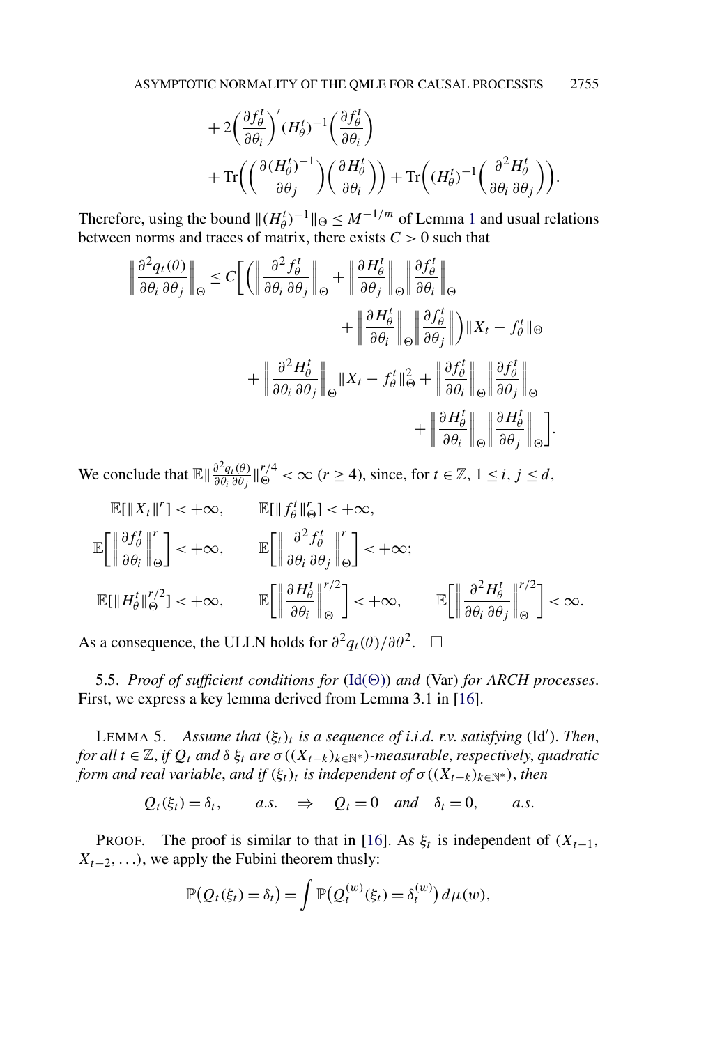$$
+ 2\left(\frac{\partial f_\theta^t}{\partial \theta_i}\right)'(H_\theta^t)^{-1}\left(\frac{\partial f_\theta^t}{\partial \theta_i}\right)
$$

$$
+ \operatorname{Tr}\left(\left(\frac{\partial (H_\theta^t)^{-1}}{\partial \theta_j}\right)\left(\frac{\partial H_\theta^t}{\partial \theta_i}\right)\right) + \operatorname{Tr}\left((H_\theta^t)^{-1}\left(\frac{\partial^2 H_\theta^t}{\partial \theta_i\, \partial \theta_j}\right)\right).
$$

Therefore, using the bound $\|(H_\theta^t)^{-1}\|_\Theta \le \underline{M}^{-1/m}$ of Lemma 1 and usual relations between norms and traces of matrix, there exists $C > 0$ such that

$$
\begin{aligned}
\left\|\frac{\partial^2 q_t(\theta)}{\partial \theta_i\, \partial \theta_j}\right\|_\Theta \le C\Bigg[\Bigg(\left\|\frac{\partial^2 f_\theta^t}{\partial \theta_i\, \partial \theta_j}\right\|_\Theta &+ \left\|\frac{\partial H_\theta^t}{\partial \theta_j}\right\|_\Theta \left\|\frac{\partial f_\theta^t}{\partial \theta_i}\right\|_\Theta \\
&+ \left\|\frac{\partial H_\theta^t}{\partial \theta_i}\right\|_\Theta \left\|\frac{\partial f_\theta^t}{\partial \theta_j}\right\|_\Theta\Bigg)\|X_t - f_\theta^t\|_\Theta \\
+ \left\|\frac{\partial^2 H_\theta^t}{\partial \theta_i\, \partial \theta_j}\right\|_\Theta &\|X_t - f_\theta^t\|_\Theta^2 + \left\|\frac{\partial f_\theta^t}{\partial \theta_i}\right\|_\Theta \left\|\frac{\partial f_\theta^t}{\partial \theta_j}\right\|_\Theta \\
&+ \left\|\frac{\partial H_\theta^t}{\partial \theta_i}\right\|_\Theta \left\|\frac{\partial H_\theta^t}{\partial \theta_j}\right\|_\Theta\Bigg].
\end{aligned}
$$

We conclude that $\mathbb{E}\|\frac{\partial^2 q_t(\theta)}{\partial \theta_i\, \partial \theta_j}\|_\Theta^{r/4} < \infty$ ($r \ge 4$), since, for $t \in \mathbb{Z}$, $1 \le i, j \le d$,

$$
\mathbb{E}[\|X_t\|^r] < +\infty, \qquad \mathbb{E}[\|f_\theta^t\|_\Theta^r] < +\infty,
$$

$$
\mathbb{E}\left[\left\|\frac{\partial f_\theta^t}{\partial \theta_i}\right\|_\Theta^r\right] < +\infty, \qquad \mathbb{E}\left[\left\|\frac{\partial^2 f_\theta^t}{\partial \theta_i\, \partial \theta_j}\right\|_\Theta^r\right] < +\infty;
$$

$$
\mathbb{E}[\|H_\theta^t\|_\Theta^{r/2}] < +\infty, \qquad \mathbb{E}\left[\left\|\frac{\partial H_\theta^t}{\partial \theta_i}\right\|_\Theta^{r/2}\right] < +\infty, \qquad \mathbb{E}\left[\left\|\frac{\partial^2 H_\theta^t}{\partial \theta_i\, \partial \theta_j}\right\|_\Theta^{r/2}\right] < \infty.
$$

As a consequence, the ULLN holds for $\partial^2 q_t(\theta)/\partial \theta^2$. $\square$

5.5. *Proof of sufficient conditions for* (Id($\Theta$)) *and* (Var) *for ARCH processes*. First, we express a key lemma derived from Lemma 3.1 in [16].

LEMMA 5. *Assume that $(\xi_t)_t$ is a sequence of i.i.d. r.v. satisfying* (Id′). *Then, for all $t \in \mathbb{Z}$, if $Q_t$ and $\delta$ $\xi_t$ are $\sigma((X_{t-k})_{k \in \mathbb{N}^*})$-measurable, respectively, quadratic form and real variable, and if $(\xi_t)_t$ is independent of $\sigma((X_{t-k})_{k \in \mathbb{N}^*})$, then*

$$
Q_t(\xi_t) = \delta_t, \qquad a.s. \quad \Rightarrow \quad Q_t = 0 \quad \text{and} \quad \delta_t = 0, \qquad a.s.
$$

PROOF. The proof is similar to that in [16]. As $\xi_t$ is independent of $(X_{t-1}, X_{t-2}, \ldots)$, we apply the Fubini theorem thusly:

$$
\mathbb{P}(Q_t(\xi_t) = \delta_t) = \int \mathbb{P}(Q_t^{(w)}(\xi_t) = \delta_t^{(w)})\, d\mu(w),
$$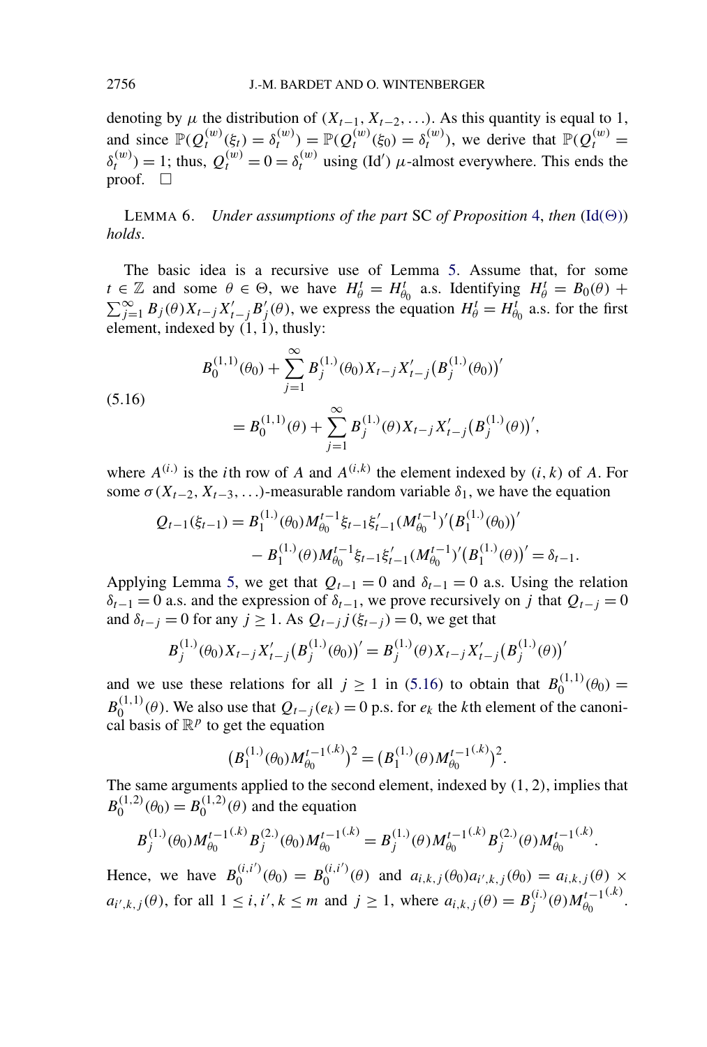denoting by $\mu$ the distribution of $(X_{t-1}, X_{t-2}, \ldots)$. As this quantity is equal to 1, and since $\mathbb{P}(Q_t^{(w)}(\xi_t) = \delta_t^{(w)}) = \mathbb{P}(Q_t^{(w)}(\xi_0) = \delta_t^{(w)})$, we derive that $\mathbb{P}(Q_t^{(w)} = \delta_t^{(w)}) = 1$; thus, $Q_t^{(w)} = 0 = \delta_t^{(w)}$ using (Id′) $\mu$-almost everywhere. This ends the proof. □

LEMMA 6. *Under assumptions of the part* SC *of Proposition* 4, *then* (Id(Θ)) *holds*.

The basic idea is a recursive use of Lemma 5. Assume that, for some $t \in \mathbb{Z}$ and some $\theta \in \Theta$, we have $H_\theta^t = H_{\theta_0}^t$ a.s. Identifying $H_\theta^t = B_0(\theta) + \sum_{j=1}^\infty B_j(\theta) X_{t-j} X_{t-j}' B_j'(\theta)$, we express the equation $H_\theta^t = H_{\theta_0}^t$ a.s. for the first element, indexed by $(1, 1)$, thusly:

$$
\begin{aligned}
&B_0^{(1,1)}(\theta_0) + \sum_{j=1}^\infty B_j^{(1.)}(\theta_0) X_{t-j} X_{t-j}' \big(B_j^{(1.)}(\theta_0)\big)' \\
&\qquad = B_0^{(1,1)}(\theta) + \sum_{j=1}^\infty B_j^{(1.)}(\theta) X_{t-j} X_{t-j}' \big(B_j^{(1.)}(\theta)\big)',
\end{aligned}
\tag{5.16}
$$

where $A^{(i.)}$ is the $i$th row of $A$ and $A^{(i,k)}$ the element indexed by $(i, k)$ of $A$. For some $\sigma(X_{t-2}, X_{t-3}, \ldots)$-measurable random variable $\delta_1$, we have the equation

$$
\begin{aligned}
Q_{t-1}(\xi_{t-1}) = {} & B_1^{(1.)}(\theta_0) M_{\theta_0}^{t-1} \xi_{t-1} \xi_{t-1}' (M_{\theta_0}^{t-1})' \big(B_1^{(1.)}(\theta_0)\big)' \\
& - B_1^{(1.)}(\theta) M_{\theta_0}^{t-1} \xi_{t-1} \xi_{t-1}' (M_{\theta_0}^{t-1})' \big(B_1^{(1.)}(\theta)\big)' = \delta_{t-1}.
\end{aligned}
$$

Applying Lemma 5, we get that $Q_{t-1} = 0$ and $\delta_{t-1} = 0$ a.s. Using the relation $\delta_{t-1} = 0$ a.s. and the expression of $\delta_{t-1}$, we prove recursively on $j$ that $Q_{t-j} = 0$ and $\delta_{t-j} = 0$ for any $j \ge 1$. As $Q_{t-j} j(\xi_{t-j}) = 0$, we get that

$$
B_j^{(1.)}(\theta_0) X_{t-j} X_{t-j}' \big(B_j^{(1.)}(\theta_0)\big)' = B_j^{(1.)}(\theta) X_{t-j} X_{t-j}' \big(B_j^{(1.)}(\theta)\big)'
$$

and we use these relations for all $j \ge 1$ in (5.16) to obtain that $B_0^{(1,1)}(\theta_0) = B_0^{(1,1)}(\theta)$. We also use that $Q_{t-j}(e_k) = 0$ p.s. for $e_k$ the $k$th element of the canonical basis of $\mathbb{R}^p$ to get the equation

$$
\big(B_1^{(1.)}(\theta_0) M_{\theta_0}^{t-1(.k)}\big)^2 = \big(B_1^{(1.)}(\theta) M_{\theta_0}^{t-1(.k)}\big)^2.
$$

The same arguments applied to the second element, indexed by $(1, 2)$, implies that $B_0^{(1,2)}(\theta_0) = B_0^{(1,2)}(\theta)$ and the equation

$$
B_j^{(1.)}(\theta_0) M_{\theta_0}^{t-1(.k)} B_j^{(2.)}(\theta_0) M_{\theta_0}^{t-1(.k)} = B_j^{(1.)}(\theta) M_{\theta_0}^{t-1(.k)} B_j^{(2.)}(\theta) M_{\theta_0}^{t-1(.k)}.
$$

Hence, we have $B_0^{(i,i')}(\theta_0) = B_0^{(i,i')}(\theta)$ and $a_{i,k,j}(\theta_0) a_{i',k,j}(\theta_0) = a_{i,k,j}(\theta) \times a_{i',k,j}(\theta)$, for all $1 \le i, i', k \le m$ and $j \ge 1$, where $a_{i,k,j}(\theta) = B_j^{(i.)}(\theta) M_{\theta_0}^{t-1(.k)}$.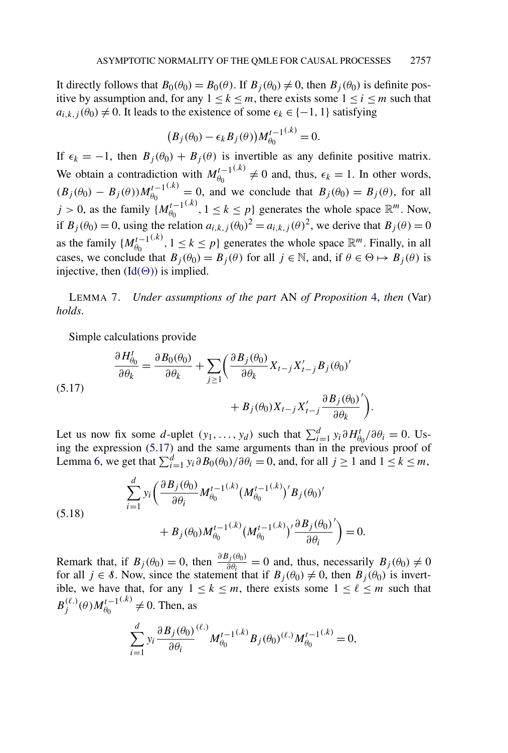It directly follows that $B_0(\theta_0) = B_0(\theta)$. If $B_j(\theta_0) \neq 0$, then $B_j(\theta_0)$ is definite positive by assumption and, for any $1 \leq k \leq m$, there exists some $1 \leq i \leq m$ such that $a_{i,k,j}(\theta_0) \neq 0$. It leads to the existence of some $\epsilon_k \in \{-1, 1\}$ satisfying

$$\big(B_j(\theta_0) - \epsilon_k B_j(\theta)\big) M_{\theta_0}^{t-1^{(.k)}} = 0.$$

If $\epsilon_k = -1$, then $B_j(\theta_0) + B_j(\theta)$ is invertible as any definite positive matrix. We obtain a contradiction with $M_{\theta_0}^{t-1^{(.k)}} \neq 0$ and, thus, $\epsilon_k = 1$. In other words, $(B_j(\theta_0) - B_j(\theta)) M_{\theta_0}^{t-1^{(.k)}} = 0$, and we conclude that $B_j(\theta_0) = B_j(\theta)$, for all $j > 0$, as the family $\{M_{\theta_0}^{t-1^{(.k)}}, 1 \leq k \leq p\}$ generates the whole space $\mathbb{R}^m$. Now, if $B_j(\theta_0) = 0$, using the relation $a_{i,k,j}(\theta_0)^2 = a_{i,k,j}(\theta)^2$, we derive that $B_j(\theta) = 0$ as the family $\{M_{\theta_0}^{t-1^{(.k)}}, 1 \leq k \leq p\}$ generates the whole space $\mathbb{R}^m$. Finally, in all cases, we conclude that $B_j(\theta_0) = B_j(\theta)$ for all $j \in \mathbb{N}$, and, if $\theta \in \Theta \mapsto B_j(\theta)$ is injective, then (Id($\Theta$)) is implied.

LEMMA 7. *Under assumptions of the part* AN *of Proposition* 4, *then* (Var) *holds*.

Simple calculations provide

$$\frac{\partial H_{\theta_0}^t}{\partial \theta_k} = \frac{\partial B_0(\theta_0)}{\partial \theta_k} + \sum_{j \geq 1} \bigg( \frac{\partial B_j(\theta_0)}{\partial \theta_k} X_{t-j} X_{t-j}' B_j(\theta_0)' + B_j(\theta_0) X_{t-j} X_{t-j}' \frac{\partial B_j(\theta_0)'}{\partial \theta_k} \bigg). \tag{5.17}$$

Let us now fix some $d$-uplet $(y_1, \dots, y_d)$ such that $\sum_{i=1}^d y_i \partial H_{\theta_0}^t / \partial \theta_i = 0$. Using the expression (5.17) and the same arguments than in the previous proof of Lemma 6, we get that $\sum_{i=1}^d y_i \partial B_0(\theta_0)/\partial \theta_i = 0$, and, for all $j \geq 1$ and $1 \leq k \leq m$,

$$\sum_{i=1}^d y_i \bigg( \frac{\partial B_j(\theta_0)}{\partial \theta_i} M_{\theta_0}^{t-1^{(.k)}} \big(M_{\theta_0}^{t-1^{(.k)}}\big)' B_j(\theta_0)' + B_j(\theta_0) M_{\theta_0}^{t-1^{(.k)}} \big(M_{\theta_0}^{t-1^{(.k)}}\big)' \frac{\partial B_j(\theta_0)'}{\partial \theta_i} \bigg) = 0. \tag{5.18}$$

Remark that, if $B_j(\theta_0) = 0$, then $\frac{\partial B_j(\theta_0)}{\partial \theta_i} = 0$ and, thus, necessarily $B_j(\theta_0) \neq 0$ for all $j \in \mathcal{S}$. Now, since the statement that if $B_j(\theta_0) \neq 0$, then $B_j(\theta_0)$ is invertible, we have that, for any $1 \leq k \leq m$, there exists some $1 \leq \ell \leq m$ such that $B_j^{(\ell.)}(\theta) M_{\theta_0}^{t-1^{(.k)}} \neq 0$. Then, as

$$\sum_{i=1}^d y_i \frac{\partial B_j(\theta_0)}{\partial \theta_i}^{(\ell.)} M_{\theta_0}^{t-1^{(.k)}} B_j(\theta_0)^{(\ell.)} M_{\theta_0}^{t-1^{(.k)}} = 0,$$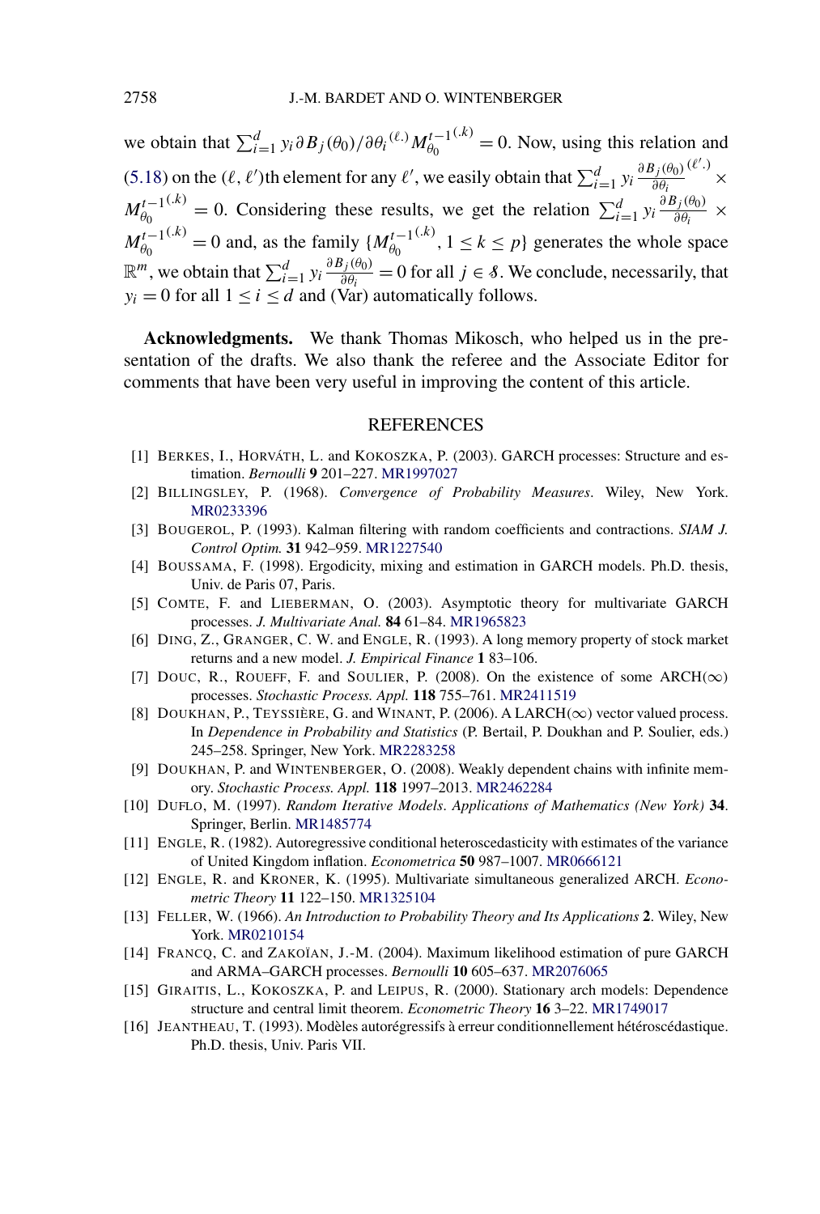we obtain that $\sum_{i=1}^d y_i \partial B_j(\theta_0)/\partial\theta_i{}^{(\ell.)} M_{\theta_0}^{t-1}{}^{(.k)} = 0$. Now, using this relation and (5.18) on the $(\ell, \ell')$th element for any $\ell'$, we easily obtain that $\sum_{i=1}^d y_i \frac{\partial B_j(\theta_0)}{\partial\theta_i}^{(\ell'.)} \times M_{\theta_0}^{t-1}{}^{(.k)} = 0$. Considering these results, we get the relation $\sum_{i=1}^d y_i \frac{\partial B_j(\theta_0)}{\partial\theta_i} \times M_{\theta_0}^{t-1}{}^{(.k)} = 0$ and, as the family $\{M_{\theta_0}^{t-1}{}^{(.k)}, 1 \le k \le p\}$ generates the whole space $\mathbb{R}^m$, we obtain that $\sum_{i=1}^d y_i \frac{\partial B_j(\theta_0)}{\partial\theta_i} = 0$ for all $j \in \mathcal{S}$. We conclude, necessarily, that $y_i = 0$ for all $1 \le i \le d$ and (Var) automatically follows.

**Acknowledgments.** We thank Thomas Mikosch, who helped us in the presentation of the drafts. We also thank the referee and the Associate Editor for comments that have been very useful in improving the content of this article.

## REFERENCES

[1] BERKES, I., HORVÁTH, L. and KOKOSZKA, P. (2003). GARCH processes: Structure and estimation. *Bernoulli* **9** 201–227. MR1997027

[2] BILLINGSLEY, P. (1968). *Convergence of Probability Measures*. Wiley, New York. MR0233396

[3] BOUGEROL, P. (1993). Kalman filtering with random coefficients and contractions. *SIAM J. Control Optim.* **31** 942–959. MR1227540

[4] BOUSSAMA, F. (1998). Ergodicity, mixing and estimation in GARCH models. Ph.D. thesis, Univ. de Paris 07, Paris.

[5] COMTE, F. and LIEBERMAN, O. (2003). Asymptotic theory for multivariate GARCH processes. *J. Multivariate Anal.* **84** 61–84. MR1965823

[6] DING, Z., GRANGER, C. W. and ENGLE, R. (1993). A long memory property of stock market returns and a new model. *J. Empirical Finance* **1** 83–106.

[7] DOUC, R., ROUEFF, F. and SOULIER, P. (2008). On the existence of some ARCH($\infty$) processes. *Stochastic Process. Appl.* **118** 755–761. MR2411519

[8] DOUKHAN, P., TEYSSIÈRE, G. and WINANT, P. (2006). A LARCH($\infty$) vector valued process. In *Dependence in Probability and Statistics* (P. Bertail, P. Doukhan and P. Soulier, eds.) 245–258. Springer, New York. MR2283258

[9] DOUKHAN, P. and WINTENBERGER, O. (2008). Weakly dependent chains with infinite memory. *Stochastic Process. Appl.* **118** 1997–2013. MR2462284

[10] DUFLO, M. (1997). *Random Iterative Models*. *Applications of Mathematics (New York)* **34**. Springer, Berlin. MR1485774

[11] ENGLE, R. (1982). Autoregressive conditional heteroscedasticity with estimates of the variance of United Kingdom inflation. *Econometrica* **50** 987–1007. MR0666121

[12] ENGLE, R. and KRONER, K. (1995). Multivariate simultaneous generalized ARCH. *Econometric Theory* **11** 122–150. MR1325104

[13] FELLER, W. (1966). *An Introduction to Probability Theory and Its Applications* **2**. Wiley, New York. MR0210154

[14] FRANCQ, C. and ZAKOÏAN, J.-M. (2004). Maximum likelihood estimation of pure GARCH and ARMA–GARCH processes. *Bernoulli* **10** 605–637. MR2076065

[15] GIRAITIS, L., KOKOSZKA, P. and LEIPUS, R. (2000). Stationary arch models: Dependence structure and central limit theorem. *Econometric Theory* **16** 3–22. MR1749017

[16] JEANTHEAU, T. (1993). Modèles autorégressifs à erreur conditionnellement hétéroscédastique. Ph.D. thesis, Univ. Paris VII.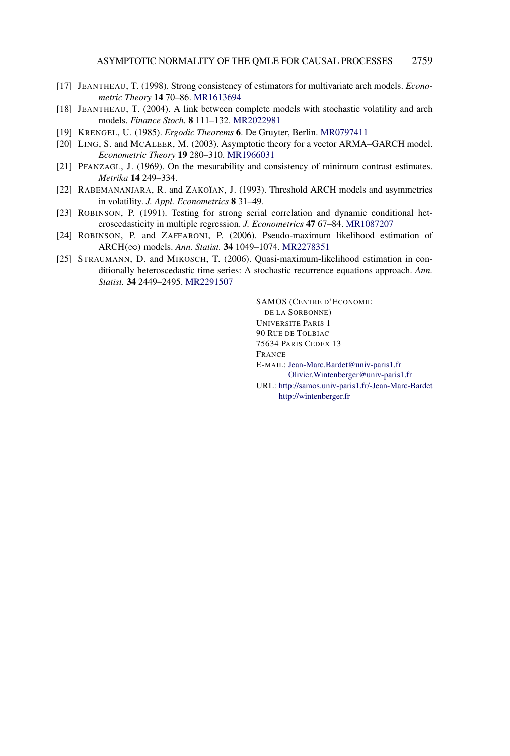[17] JEANTHEAU, T. (1998). Strong consistency of estimators for multivariate arch models. *Econometric Theory* **14** 70–86. MR1613694

[18] JEANTHEAU, T. (2004). A link between complete models with stochastic volatility and arch models. *Finance Stoch.* **8** 111–132. MR2022981

[19] KRENGEL, U. (1985). *Ergodic Theorems* **6**. De Gruyter, Berlin. MR0797411

[20] LING, S. and MCALEER, M. (2003). Asymptotic theory for a vector ARMA–GARCH model. *Econometric Theory* **19** 280–310. MR1966031

[21] PFANZAGL, J. (1969). On the mesurability and consistency of minimum contrast estimates. *Metrika* **14** 249–334.

[22] RABEMANANJARA, R. and ZAKOÏAN, J. (1993). Threshold ARCH models and asymmetries in volatility. *J. Appl. Econometrics* **8** 31–49.

[23] ROBINSON, P. (1991). Testing for strong serial correlation and dynamic conditional heteroscedasticity in multiple regression. *J. Econometrics* **47** 67–84. MR1087207

[24] ROBINSON, P. and ZAFFARONI, P. (2006). Pseudo-maximum likelihood estimation of ARCH($\infty$) models. *Ann. Statist.* **34** 1049–1074. MR2278351

[25] STRAUMANN, D. and MIKOSCH, T. (2006). Quasi-maximum-likelihood estimation in conditionally heteroscedastic time series: A stochastic recurrence equations approach. *Ann. Statist.* **34** 2449–2495. MR2291507

SAMOS (CENTRE D'ECONOMIE
DE LA SORBONNE)
UNIVERSITE PARIS 1
90 RUE DE TOLBIAC
75634 PARIS CEDEX 13
FRANCE
E-MAIL: Jean-Marc.Bardet@univ-paris1.fr
Olivier.Wintenberger@univ-paris1.fr
URL: http://samos.univ-paris1.fr/-Jean-Marc-Bardet
http://wintenberger.fr